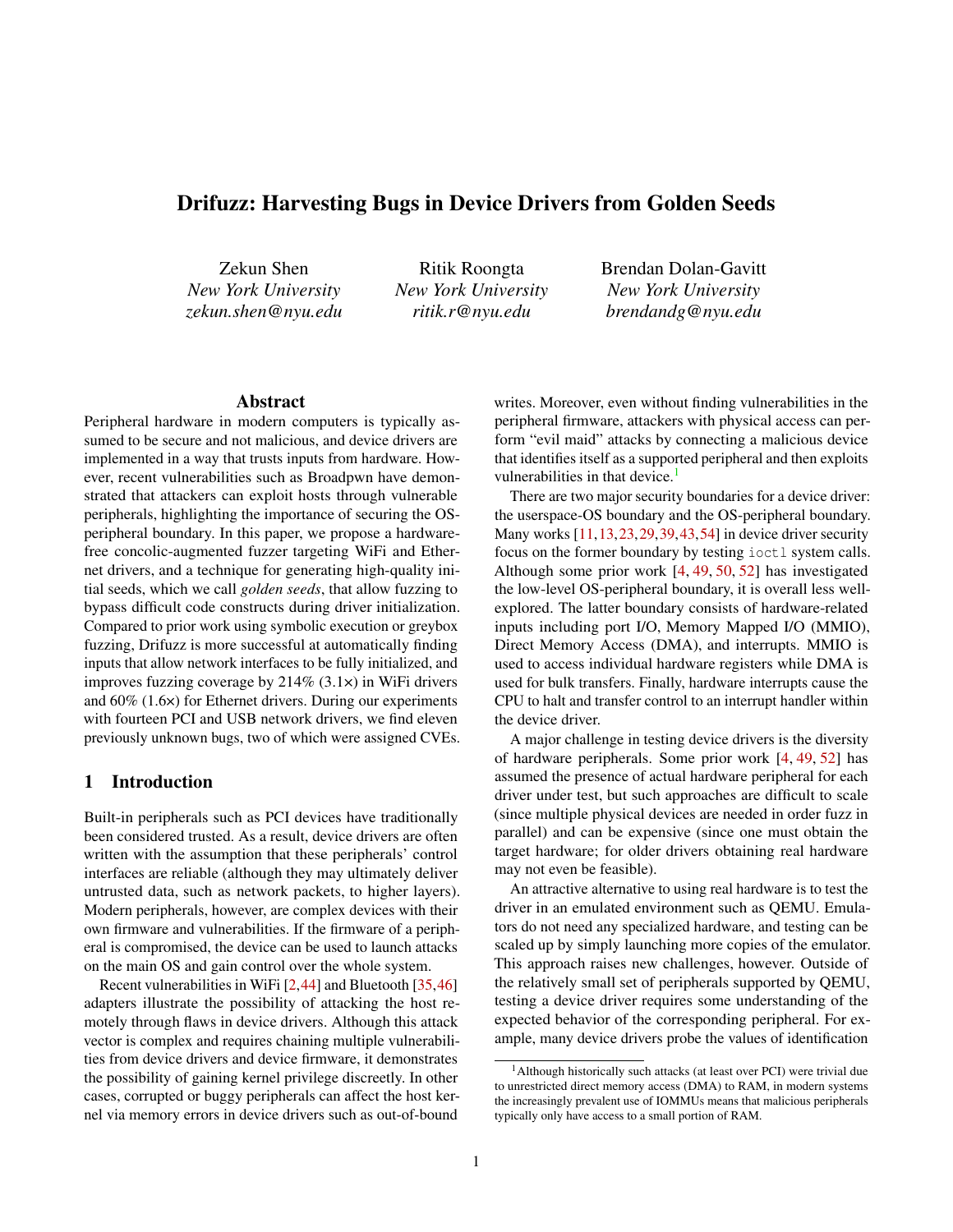# Drifuzz: Harvesting Bugs in Device Drivers from Golden Seeds

Zekun Shen
*New York University*
*zekun.shen@nyu.edu*

Ritik Roongta
*New York University*
*ritik.r@nyu.edu*

Brendan Dolan-Gavitt
*New York University*
*brendandg@nyu.edu*

## Abstract

Peripheral hardware in modern computers is typically assumed to be secure and not malicious, and device drivers are implemented in a way that trusts inputs from hardware. However, recent vulnerabilities such as Broadpwn have demonstrated that attackers can exploit hosts through vulnerable peripherals, highlighting the importance of securing the OS-peripheral boundary. In this paper, we propose a hardware-free concolic-augmented fuzzer targeting WiFi and Ethernet drivers, and a technique for generating high-quality initial seeds, which we call *golden seeds*, that allow fuzzing to bypass difficult code constructs during driver initialization. Compared to prior work using symbolic execution or greybox fuzzing, Drifuzz is more successful at automatically finding inputs that allow network interfaces to be fully initialized, and improves fuzzing coverage by 214% (3.1×) in WiFi drivers and 60% (1.6×) for Ethernet drivers. During our experiments with fourteen PCI and USB network drivers, we find eleven previously unknown bugs, two of which were assigned CVEs.

## 1 Introduction

Built-in peripherals such as PCI devices have traditionally been considered trusted. As a result, device drivers are often written with the assumption that these peripherals' control interfaces are reliable (although they may ultimately deliver untrusted data, such as network packets, to higher layers). Modern peripherals, however, are complex devices with their own firmware and vulnerabilities. If the firmware of a peripheral is compromised, the device can be used to launch attacks on the main OS and gain control over the whole system.

Recent vulnerabilities in WiFi [2,44] and Bluetooth [35,46] adapters illustrate the possibility of attacking the host remotely through flaws in device drivers. Although this attack vector is complex and requires chaining multiple vulnerabilities from device drivers and device firmware, it demonstrates the possibility of gaining kernel privilege discreetly. In other cases, corrupted or buggy peripherals can affect the host kernel via memory errors in device drivers such as out-of-bound writes. Moreover, even without finding vulnerabilities in the peripheral firmware, attackers with physical access can perform "evil maid" attacks by connecting a malicious device that identifies itself as a supported peripheral and then exploits vulnerabilities in that device.[1]

There are two major security boundaries for a device driver: the userspace-OS boundary and the OS-peripheral boundary. Many works [11,13,23,29,39,43,54] in device driver security focus on the former boundary by testing `ioctl` system calls. Although some prior work [4, 49, 50, 52] has investigated the low-level OS-peripheral boundary, it is overall less well-explored. The latter boundary consists of hardware-related inputs including port I/O, Memory Mapped I/O (MMIO), Direct Memory Access (DMA), and interrupts. MMIO is used to access individual hardware registers while DMA is used for bulk transfers. Finally, hardware interrupts cause the CPU to halt and transfer control to an interrupt handler within the device driver.

A major challenge in testing device drivers is the diversity of hardware peripherals. Some prior work [4, 49, 52] has assumed the presence of actual hardware peripheral for each driver under test, but such approaches are difficult to scale (since multiple physical devices are needed in order fuzz in parallel) and can be expensive (since one must obtain the target hardware; for older drivers obtaining real hardware may not even be feasible).

An attractive alternative to using real hardware is to test the driver in an emulated environment such as QEMU. Emulators do not need any specialized hardware, and testing can be scaled up by simply launching more copies of the emulator. This approach raises new challenges, however. Outside of the relatively small set of peripherals supported by QEMU, testing a device driver requires some understanding of the expected behavior of the corresponding peripheral. For example, many device drivers probe the values of identification

[1] Although historically such attacks (at least over PCI) were trivial due to unrestricted direct memory access (DMA) to RAM, in modern systems the increasingly prevalent use of IOMMUs means that malicious peripherals typically only have access to a small portion of RAM.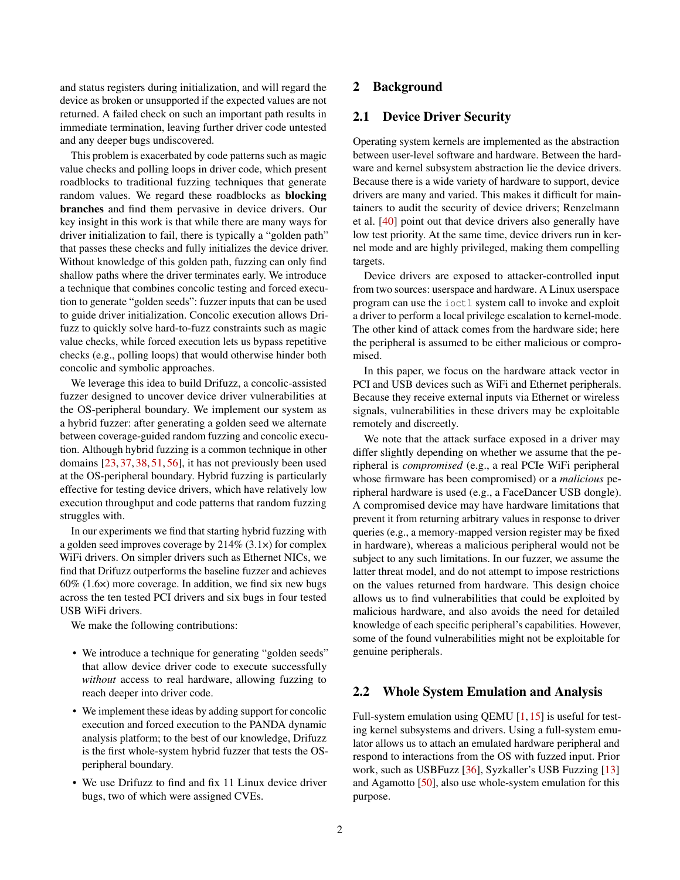and status registers during initialization, and will regard the device as broken or unsupported if the expected values are not returned. A failed check on such an important path results in immediate termination, leaving further driver code untested and any deeper bugs undiscovered.

This problem is exacerbated by code patterns such as magic value checks and polling loops in driver code, which present roadblocks to traditional fuzzing techniques that generate random values. We regard these roadblocks as **blocking branches** and find them pervasive in device drivers. Our key insight in this work is that while there are many ways for driver initialization to fail, there is typically a "golden path" that passes these checks and fully initializes the device driver. Without knowledge of this golden path, fuzzing can only find shallow paths where the driver terminates early. We introduce a technique that combines concolic testing and forced execution to generate "golden seeds": fuzzer inputs that can be used to guide driver initialization. Concolic execution allows Drifuzz to quickly solve hard-to-fuzz constraints such as magic value checks, while forced execution lets us bypass repetitive checks (e.g., polling loops) that would otherwise hinder both concolic and symbolic approaches.

We leverage this idea to build Drifuzz, a concolic-assisted fuzzer designed to uncover device driver vulnerabilities at the OS-peripheral boundary. We implement our system as a hybrid fuzzer: after generating a golden seed we alternate between coverage-guided random fuzzing and concolic execution. Although hybrid fuzzing is a common technique in other domains [23, 37, 38, 51, 56], it has not previously been used at the OS-peripheral boundary. Hybrid fuzzing is particularly effective for testing device drivers, which have relatively low execution throughput and code patterns that random fuzzing struggles with.

In our experiments we find that starting hybrid fuzzing with a golden seed improves coverage by 214% (3.1×) for complex WiFi drivers. On simpler drivers such as Ethernet NICs, we find that Drifuzz outperforms the baseline fuzzer and achieves 60% (1.6×) more coverage. In addition, we find six new bugs across the ten tested PCI drivers and six bugs in four tested USB WiFi drivers.

We make the following contributions:

- We introduce a technique for generating "golden seeds" that allow device driver code to execute successfully *without* access to real hardware, allowing fuzzing to reach deeper into driver code.
- We implement these ideas by adding support for concolic execution and forced execution to the PANDA dynamic analysis platform; to the best of our knowledge, Drifuzz is the first whole-system hybrid fuzzer that tests the OS-peripheral boundary.
- We use Drifuzz to find and fix 11 Linux device driver bugs, two of which were assigned CVEs.

## 2 Background

### 2.1 Device Driver Security

Operating system kernels are implemented as the abstraction between user-level software and hardware. Between the hardware and kernel subsystem abstraction lie the device drivers. Because there is a wide variety of hardware to support, device drivers are many and varied. This makes it difficult for maintainers to audit the security of device drivers; Renzelmann et al. [40] point out that device drivers also generally have low test priority. At the same time, device drivers run in kernel mode and are highly privileged, making them compelling targets.

Device drivers are exposed to attacker-controlled input from two sources: userspace and hardware. A Linux userspace program can use the `ioctl` system call to invoke and exploit a driver to perform a local privilege escalation to kernel-mode. The other kind of attack comes from the hardware side; here the peripheral is assumed to be either malicious or compromised.

In this paper, we focus on the hardware attack vector in PCI and USB devices such as WiFi and Ethernet peripherals. Because they receive external inputs via Ethernet or wireless signals, vulnerabilities in these drivers may be exploitable remotely and discreetly.

We note that the attack surface exposed in a driver may differ slightly depending on whether we assume that the peripheral is *compromised* (e.g., a real PCIe WiFi peripheral whose firmware has been compromised) or a *malicious* peripheral hardware is used (e.g., a FaceDancer USB dongle). A compromised device may have hardware limitations that prevent it from returning arbitrary values in response to driver queries (e.g., a memory-mapped version register may be fixed in hardware), whereas a malicious peripheral would not be subject to any such limitations. In our fuzzer, we assume the latter threat model, and do not attempt to impose restrictions on the values returned from hardware. This design choice allows us to find vulnerabilities that could be exploited by malicious hardware, and also avoids the need for detailed knowledge of each specific peripheral's capabilities. However, some of the found vulnerabilities might not be exploitable for genuine peripherals.

### 2.2 Whole System Emulation and Analysis

Full-system emulation using QEMU [1, 15] is useful for testing kernel subsystems and drivers. Using a full-system emulator allows us to attach an emulated hardware peripheral and respond to interactions from the OS with fuzzed input. Prior work, such as USBFuzz [36], Syzkaller's USB Fuzzing [13] and Agamotto [50], also use whole-system emulation for this purpose.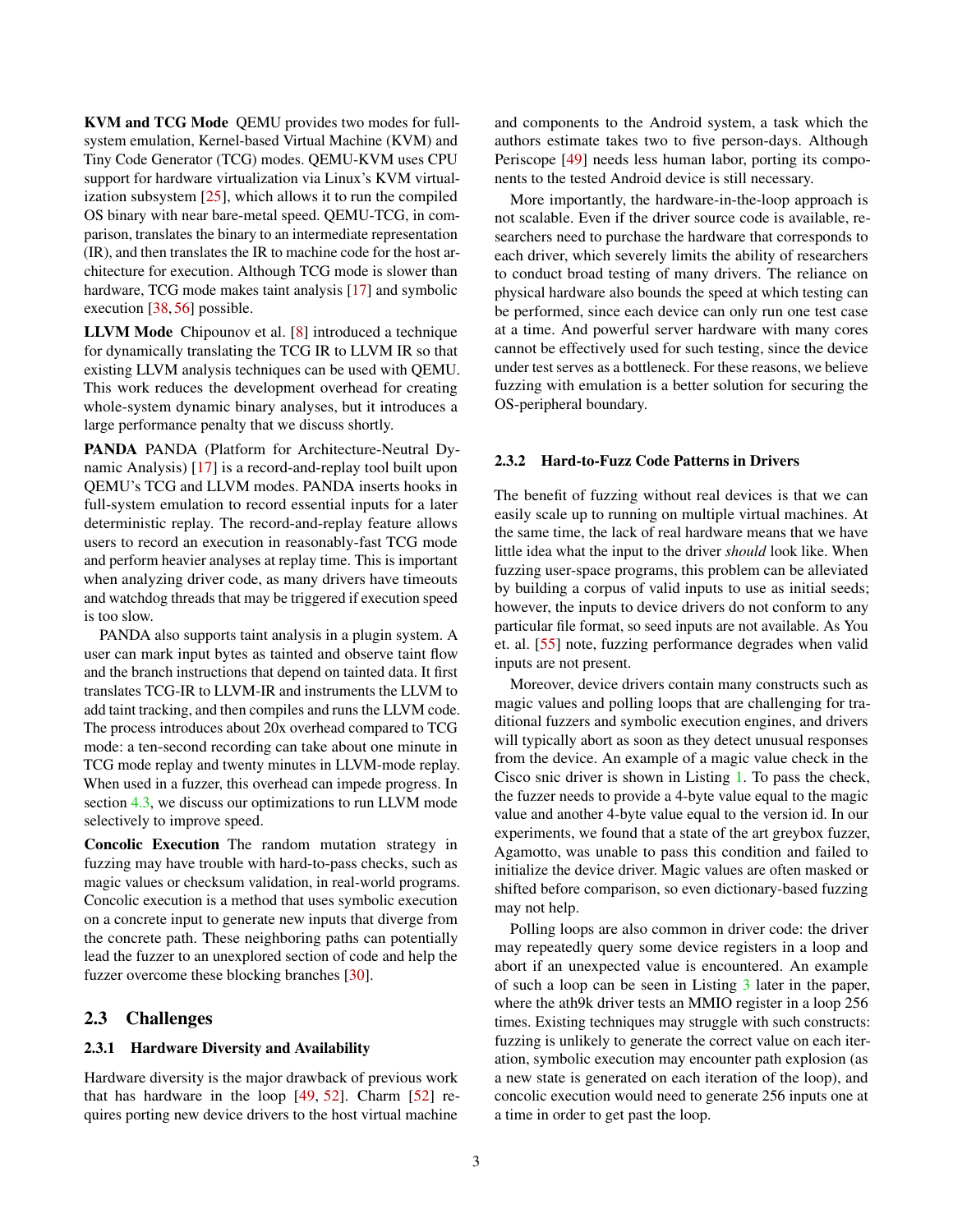**KVM and TCG Mode** QEMU provides two modes for full-system emulation, Kernel-based Virtual Machine (KVM) and Tiny Code Generator (TCG) modes. QEMU-KVM uses CPU support for hardware virtualization via Linux's KVM virtualization subsystem [25], which allows it to run the compiled OS binary with near bare-metal speed. QEMU-TCG, in comparison, translates the binary to an intermediate representation (IR), and then translates the IR to machine code for the host architecture for execution. Although TCG mode is slower than hardware, TCG mode makes taint analysis [17] and symbolic execution [38, 56] possible.

**LLVM Mode** Chipounov et al. [8] introduced a technique for dynamically translating the TCG IR to LLVM IR so that existing LLVM analysis techniques can be used with QEMU. This work reduces the development overhead for creating whole-system dynamic binary analyses, but it introduces a large performance penalty that we discuss shortly.

**PANDA** PANDA (Platform for Architecture-Neutral Dynamic Analysis) [17] is a record-and-replay tool built upon QEMU's TCG and LLVM modes. PANDA inserts hooks in full-system emulation to record essential inputs for a later deterministic replay. The record-and-replay feature allows users to record an execution in reasonably-fast TCG mode and perform heavier analyses at replay time. This is important when analyzing driver code, as many drivers have timeouts and watchdog threads that may be triggered if execution speed is too slow.

PANDA also supports taint analysis in a plugin system. A user can mark input bytes as tainted and observe taint flow and the branch instructions that depend on tainted data. It first translates TCG-IR to LLVM-IR and instruments the LLVM to add taint tracking, and then compiles and runs the LLVM code. The process introduces about 20x overhead compared to TCG mode: a ten-second recording can take about one minute in TCG mode replay and twenty minutes in LLVM-mode replay. When used in a fuzzer, this overhead can impede progress. In section 4.3, we discuss our optimizations to run LLVM mode selectively to improve speed.

**Concolic Execution** The random mutation strategy in fuzzing may have trouble with hard-to-pass checks, such as magic values or checksum validation, in real-world programs. Concolic execution is a method that uses symbolic execution on a concrete input to generate new inputs that diverge from the concrete path. These neighboring paths can potentially lead the fuzzer to an unexplored section of code and help the fuzzer overcome these blocking branches [30].

## 2.3 Challenges

### 2.3.1 Hardware Diversity and Availability

Hardware diversity is the major drawback of previous work that has hardware in the loop [49, 52]. Charm [52] requires porting new device drivers to the host virtual machine and components to the Android system, a task which the authors estimate takes two to five person-days. Although Periscope [49] needs less human labor, porting its components to the tested Android device is still necessary.

More importantly, the hardware-in-the-loop approach is not scalable. Even if the driver source code is available, researchers need to purchase the hardware that corresponds to each driver, which severely limits the ability of researchers to conduct broad testing of many drivers. The reliance on physical hardware also bounds the speed at which testing can be performed, since each device can only run one test case at a time. And powerful server hardware with many cores cannot be effectively used for such testing, since the device under test serves as a bottleneck. For these reasons, we believe fuzzing with emulation is a better solution for securing the OS-peripheral boundary.

### 2.3.2 Hard-to-Fuzz Code Patterns in Drivers

The benefit of fuzzing without real devices is that we can easily scale up to running on multiple virtual machines. At the same time, the lack of real hardware means that we have little idea what the input to the driver *should* look like. When fuzzing user-space programs, this problem can be alleviated by building a corpus of valid inputs to use as initial seeds; however, the inputs to device drivers do not conform to any particular file format, so seed inputs are not available. As You et. al. [55] note, fuzzing performance degrades when valid inputs are not present.

Moreover, device drivers contain many constructs such as magic values and polling loops that are challenging for traditional fuzzers and symbolic execution engines, and drivers will typically abort as soon as they detect unusual responses from the device. An example of a magic value check in the Cisco snic driver is shown in Listing 1. To pass the check, the fuzzer needs to provide a 4-byte value equal to the magic value and another 4-byte value equal to the version id. In our experiments, we found that a state of the art greybox fuzzer, Agamotto, was unable to pass this condition and failed to initialize the device driver. Magic values are often masked or shifted before comparison, so even dictionary-based fuzzing may not help.

Polling loops are also common in driver code: the driver may repeatedly query some device registers in a loop and abort if an unexpected value is encountered. An example of such a loop can be seen in Listing 3 later in the paper, where the ath9k driver tests an MMIO register in a loop 256 times. Existing techniques may struggle with such constructs: fuzzing is unlikely to generate the correct value on each iteration, symbolic execution may encounter path explosion (as a new state is generated on each iteration of the loop), and concolic execution would need to generate 256 inputs one at a time in order to get past the loop.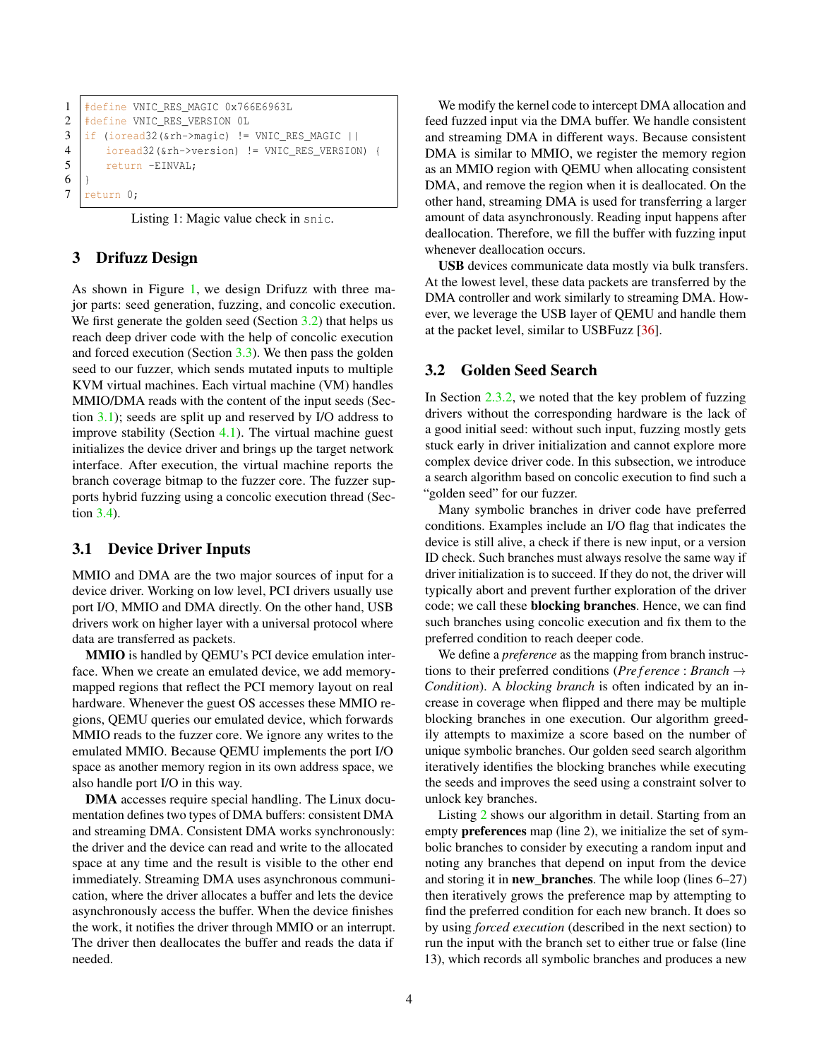```c
#define VNIC_RES_MAGIC 0x766E6963L
#define VNIC_RES_VERSION 0L
if (ioread32(&rh->magic) != VNIC_RES_MAGIC ||
    ioread32(&rh->version) != VNIC_RES_VERSION) {
    return -EINVAL;
}
return 0;
```

Listing 1: Magic value check in `snic`.

## 3 Drifuzz Design

As shown in Figure 1, we design Drifuzz with three major parts: seed generation, fuzzing, and concolic execution. We first generate the golden seed (Section 3.2) that helps us reach deep driver code with the help of concolic execution and forced execution (Section 3.3). We then pass the golden seed to our fuzzer, which sends mutated inputs to multiple KVM virtual machines. Each virtual machine (VM) handles MMIO/DMA reads with the content of the input seeds (Section 3.1); seeds are split up and reserved by I/O address to improve stability (Section 4.1). The virtual machine guest initializes the device driver and brings up the target network interface. After execution, the virtual machine reports the branch coverage bitmap to the fuzzer core. The fuzzer supports hybrid fuzzing using a concolic execution thread (Section 3.4).

### 3.1 Device Driver Inputs

MMIO and DMA are the two major sources of input for a device driver. Working on low level, PCI drivers usually use port I/O, MMIO and DMA directly. On the other hand, USB drivers work on higher layer with a universal protocol where data are transferred as packets.

**MMIO** is handled by QEMU's PCI device emulation interface. When we create an emulated device, we add memory-mapped regions that reflect the PCI memory layout on real hardware. Whenever the guest OS accesses these MMIO regions, QEMU queries our emulated device, which forwards MMIO reads to the fuzzer core. We ignore any writes to the emulated MMIO. Because QEMU implements the port I/O space as another memory region in its own address space, we also handle port I/O in this way.

**DMA** accesses require special handling. The Linux documentation defines two types of DMA buffers: consistent DMA and streaming DMA. Consistent DMA works synchronously: the driver and the device can read and write to the allocated space at any time and the result is visible to the other end immediately. Streaming DMA uses asynchronous communication, where the driver allocates a buffer and lets the device asynchronously access the buffer. When the device finishes the work, it notifies the driver through MMIO or an interrupt. The driver then deallocates the buffer and reads the data if needed.

We modify the kernel code to intercept DMA allocation and feed fuzzed input via the DMA buffer. We handle consistent and streaming DMA in different ways. Because consistent DMA is similar to MMIO, we register the memory region as an MMIO region with QEMU when allocating consistent DMA, and remove the region when it is deallocated. On the other hand, streaming DMA is used for transferring a larger amount of data asynchronously. Reading input happens after deallocation. Therefore, we fill the buffer with fuzzing input whenever deallocation occurs.

**USB** devices communicate data mostly via bulk transfers. At the lowest level, these data packets are transferred by the DMA controller and work similarly to streaming DMA. However, we leverage the USB layer of QEMU and handle them at the packet level, similar to USBFuzz [36].

### 3.2 Golden Seed Search

In Section 2.3.2, we noted that the key problem of fuzzing drivers without the corresponding hardware is the lack of a good initial seed: without such input, fuzzing mostly gets stuck early in driver initialization and cannot explore more complex device driver code. In this subsection, we introduce a search algorithm based on concolic execution to find such a "golden seed" for our fuzzer.

Many symbolic branches in driver code have preferred conditions. Examples include an I/O flag that indicates the device is still alive, a check if there is new input, or a version ID check. Such branches must always resolve the same way if driver initialization is to succeed. If they do not, the driver will typically abort and prevent further exploration of the driver code; we call these **blocking branches**. Hence, we can find such branches using concolic execution and fix them to the preferred condition to reach deeper code.

We define a *preference* as the mapping from branch instructions to their preferred conditions ($Preference : Branch \rightarrow Condition$). A *blocking branch* is often indicated by an increase in coverage when flipped and there may be multiple blocking branches in one execution. Our algorithm greedily attempts to maximize a score based on the number of unique symbolic branches. Our golden seed search algorithm iteratively identifies the blocking branches while executing the seeds and improves the seed using a constraint solver to unlock key branches.

Listing 2 shows our algorithm in detail. Starting from an empty **preferences** map (line 2), we initialize the set of symbolic branches to consider by executing a random input and noting any branches that depend on input from the device and storing it in **new_branches**. The while loop (lines 6–27) then iteratively grows the preference map by attempting to find the preferred condition for each new branch. It does so by using *forced execution* (described in the next section) to run the input with the branch set to either true or false (line 13), which records all symbolic branches and produces a new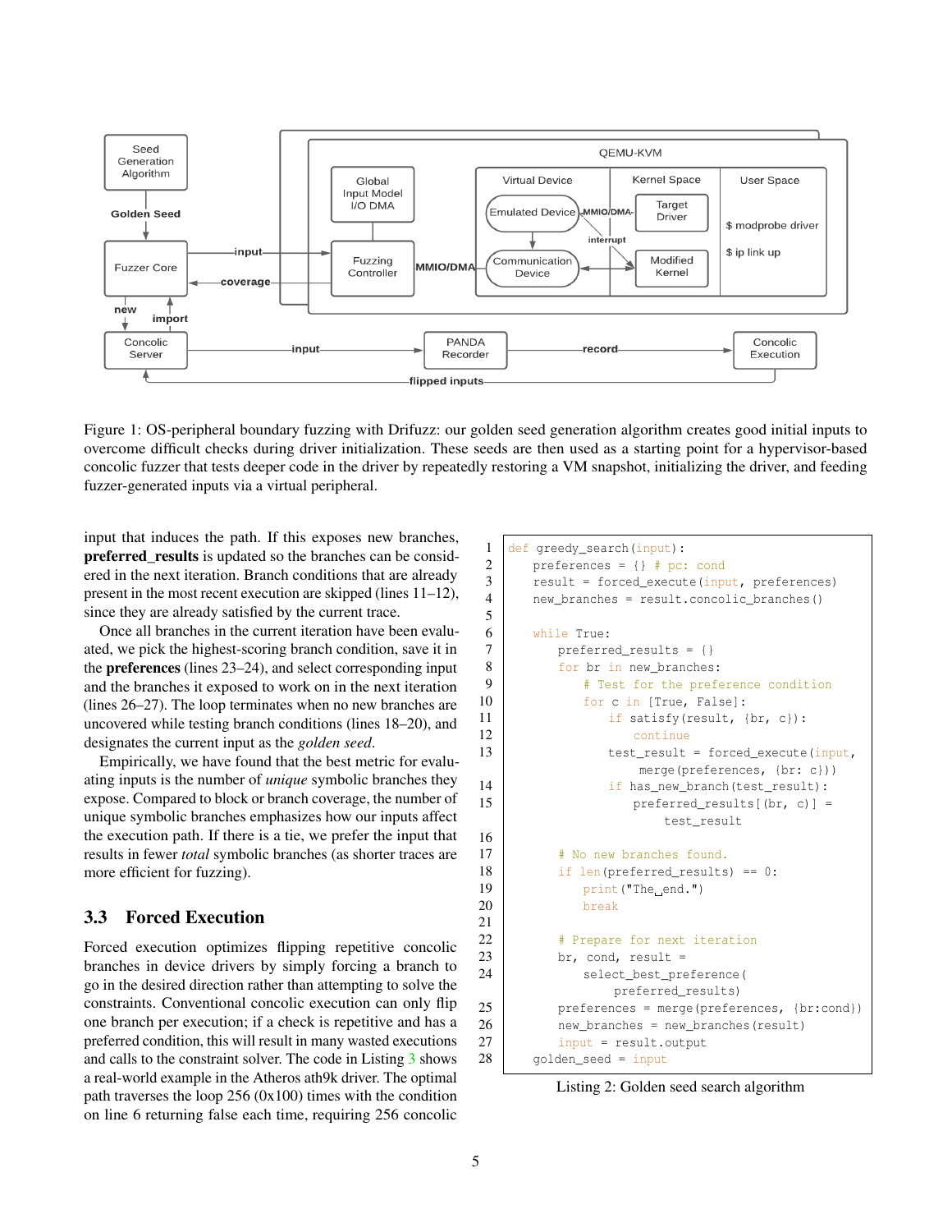Figure 1: OS-peripheral boundary fuzzing with Drifuzz: our golden seed generation algorithm creates good initial inputs to overcome difficult checks during driver initialization. These seeds are then used as a starting point for a hypervisor-based concolic fuzzer that tests deeper code in the driver by repeatedly restoring a VM snapshot, initializing the driver, and feeding fuzzer-generated inputs via a virtual peripheral.

input that induces the path. If this exposes new branches, **preferred_results** is updated so the branches can be considered in the next iteration. Branch conditions that are already present in the most recent execution are skipped (lines 11–12), since they are already satisfied by the current trace.

Once all branches in the current iteration have been evaluated, we pick the highest-scoring branch condition, save it in the **preferences** (lines 23–24), and select corresponding input and the branches it exposed to work on in the next iteration (lines 26–27). The loop terminates when no new branches are uncovered while testing branch conditions (lines 18–20), and designates the current input as the *golden seed*.

Empirically, we have found that the best metric for evaluating inputs is the number of *unique* symbolic branches they expose. Compared to block or branch coverage, the number of unique symbolic branches emphasizes how our inputs affect the execution path. If there is a tie, we prefer the input that results in fewer *total* symbolic branches (as shorter traces are more efficient for fuzzing).

```
1  def greedy_search(input):
2      preferences = {} # pc: cond
3      result = forced_execute(input, preferences)
4      new_branches = result.concolic_branches()
5
6      while True:
7          preferred_results = {}
8          for br in new_branches:
9              # Test for the preference condition
10             for c in [True, False]:
11                 if satisfy(result, {br, c}):
12                     continue
13                 test_result = forced_execute(input,
                        merge(preferences, {br: c}))
14                 if has_new_branch(test_result):
15                     preferred_results[(br, c)] =
                            test_result
16
17         # No new branches found.
18         if len(preferred_results) == 0:
19             print("The end.")
20             break
21
22         # Prepare for next iteration
23         br, cond, result =
24             select_best_preference(
                    preferred_results)
25         preferences = merge(preferences, {br:cond})
26         new_branches = new_branches(result)
27         input = result.output
28     golden_seed = input
```

Listing 2: Golden seed search algorithm

### 3.3 Forced Execution

Forced execution optimizes flipping repetitive concolic branches in device drivers by simply forcing a branch to go in the desired direction rather than attempting to solve the constraints. Conventional concolic execution can only flip one branch per execution; if a check is repetitive and has a preferred condition, this will result in many wasted executions and calls to the constraint solver. The code in Listing 3 shows a real-world example in the Atheros ath9k driver. The optimal path traverses the loop 256 (0x100) times with the condition on line 6 returning false each time, requiring 256 concolic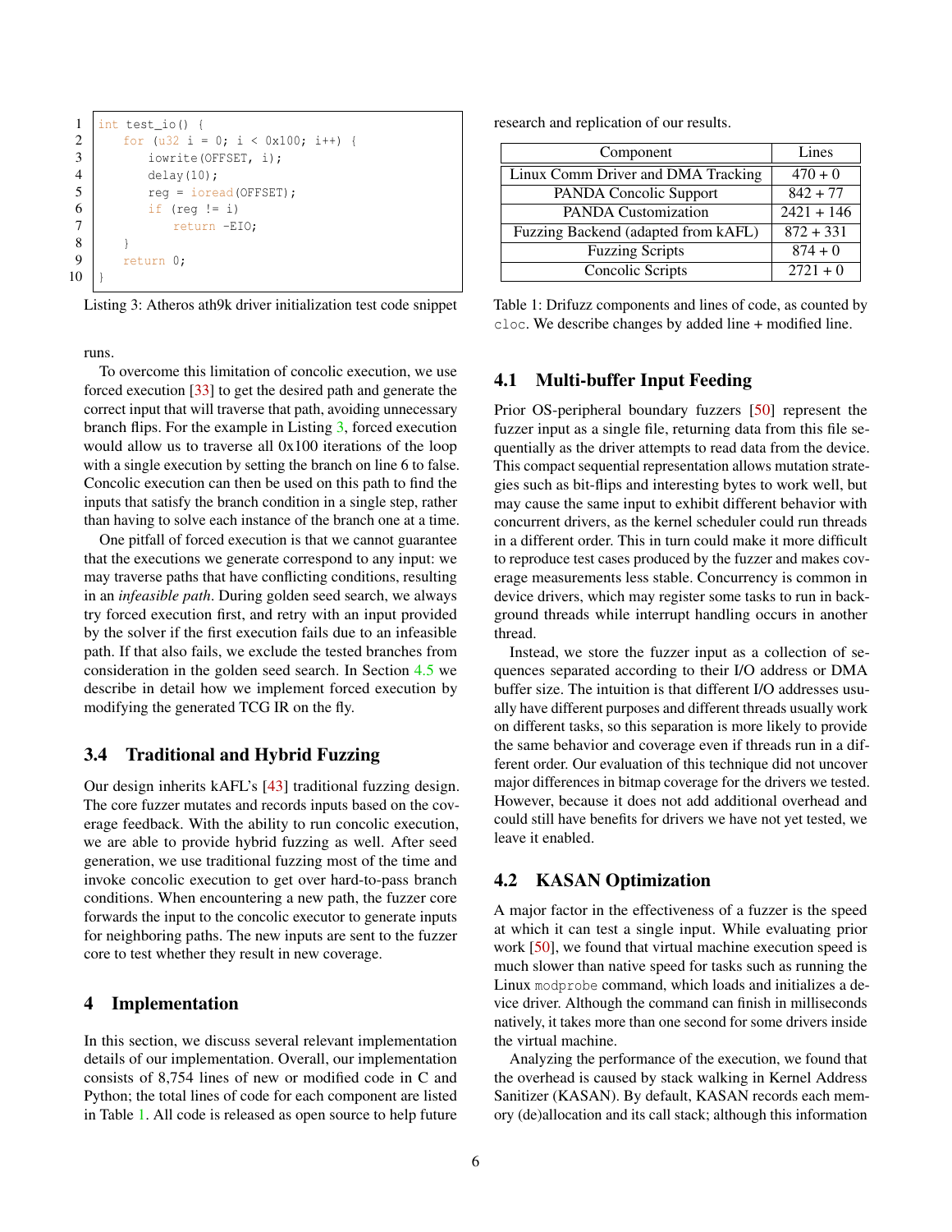```c
int test_io() {
    for (u32 i = 0; i < 0x100; i++) {
        iowrite(OFFSET, i);
        delay(10);
        reg = ioread(OFFSET);
        if (reg != i)
            return -EIO;
    }
    return 0;
}
```

Listing 3: Atheros ath9k driver initialization test code snippet

runs.

To overcome this limitation of concolic execution, we use forced execution [33] to get the desired path and generate the correct input that will traverse that path, avoiding unnecessary branch flips. For the example in Listing 3, forced execution would allow us to traverse all 0x100 iterations of the loop with a single execution by setting the branch on line 6 to false. Concolic execution can then be used on this path to find the inputs that satisfy the branch condition in a single step, rather than having to solve each instance of the branch one at a time.

One pitfall of forced execution is that we cannot guarantee that the executions we generate correspond to any input: we may traverse paths that have conflicting conditions, resulting in an *infeasible path*. During golden seed search, we always try forced execution first, and retry with an input provided by the solver if the first execution fails due to an infeasible path. If that also fails, we exclude the tested branches from consideration in the golden seed search. In Section 4.5 we describe in detail how we implement forced execution by modifying the generated TCG IR on the fly.

### 3.4 Traditional and Hybrid Fuzzing

Our design inherits kAFL's [43] traditional fuzzing design. The core fuzzer mutates and records inputs based on the coverage feedback. With the ability to run concolic execution, we are able to provide hybrid fuzzing as well. After seed generation, we use traditional fuzzing most of the time and invoke concolic execution to get over hard-to-pass branch conditions. When encountering a new path, the fuzzer core forwards the input to the concolic executor to generate inputs for neighboring paths. The new inputs are sent to the fuzzer core to test whether they result in new coverage.

## 4 Implementation

In this section, we discuss several relevant implementation details of our implementation. Overall, our implementation consists of 8,754 lines of new or modified code in C and Python; the total lines of code for each component are listed in Table 1. All code is released as open source to help future research and replication of our results.

| Component | Lines |
|---|---|
| Linux Comm Driver and DMA Tracking | 470 + 0 |
| PANDA Concolic Support | 842 + 77 |
| PANDA Customization | 2421 + 146 |
| Fuzzing Backend (adapted from kAFL) | 872 + 331 |
| Fuzzing Scripts | 874 + 0 |
| Concolic Scripts | 2721 + 0 |

Table 1: Drifuzz components and lines of code, as counted by `cloc`. We describe changes by added line + modified line.

### 4.1 Multi-buffer Input Feeding

Prior OS-peripheral boundary fuzzers [50] represent the fuzzer input as a single file, returning data from this file sequentially as the driver attempts to read data from the device. This compact sequential representation allows mutation strategies such as bit-flips and interesting bytes to work well, but may cause the same input to exhibit different behavior with concurrent drivers, as the kernel scheduler could run threads in a different order. This in turn could make it more difficult to reproduce test cases produced by the fuzzer and makes coverage measurements less stable. Concurrency is common in device drivers, which may register some tasks to run in background threads while interrupt handling occurs in another thread.

Instead, we store the fuzzer input as a collection of sequences separated according to their I/O address or DMA buffer size. The intuition is that different I/O addresses usually have different purposes and different threads usually work on different tasks, so this separation is more likely to provide the same behavior and coverage even if threads run in a different order. Our evaluation of this technique did not uncover major differences in bitmap coverage for the drivers we tested. However, because it does not add additional overhead and could still have benefits for drivers we have not yet tested, we leave it enabled.

### 4.2 KASAN Optimization

A major factor in the effectiveness of a fuzzer is the speed at which it can test a single input. While evaluating prior work [50], we found that virtual machine execution speed is much slower than native speed for tasks such as running the Linux `modprobe` command, which loads and initializes a device driver. Although the command can finish in milliseconds natively, it takes more than one second for some drivers inside the virtual machine.

Analyzing the performance of the execution, we found that the overhead is caused by stack walking in Kernel Address Sanitizer (KASAN). By default, KASAN records each memory (de)allocation and its call stack; although this information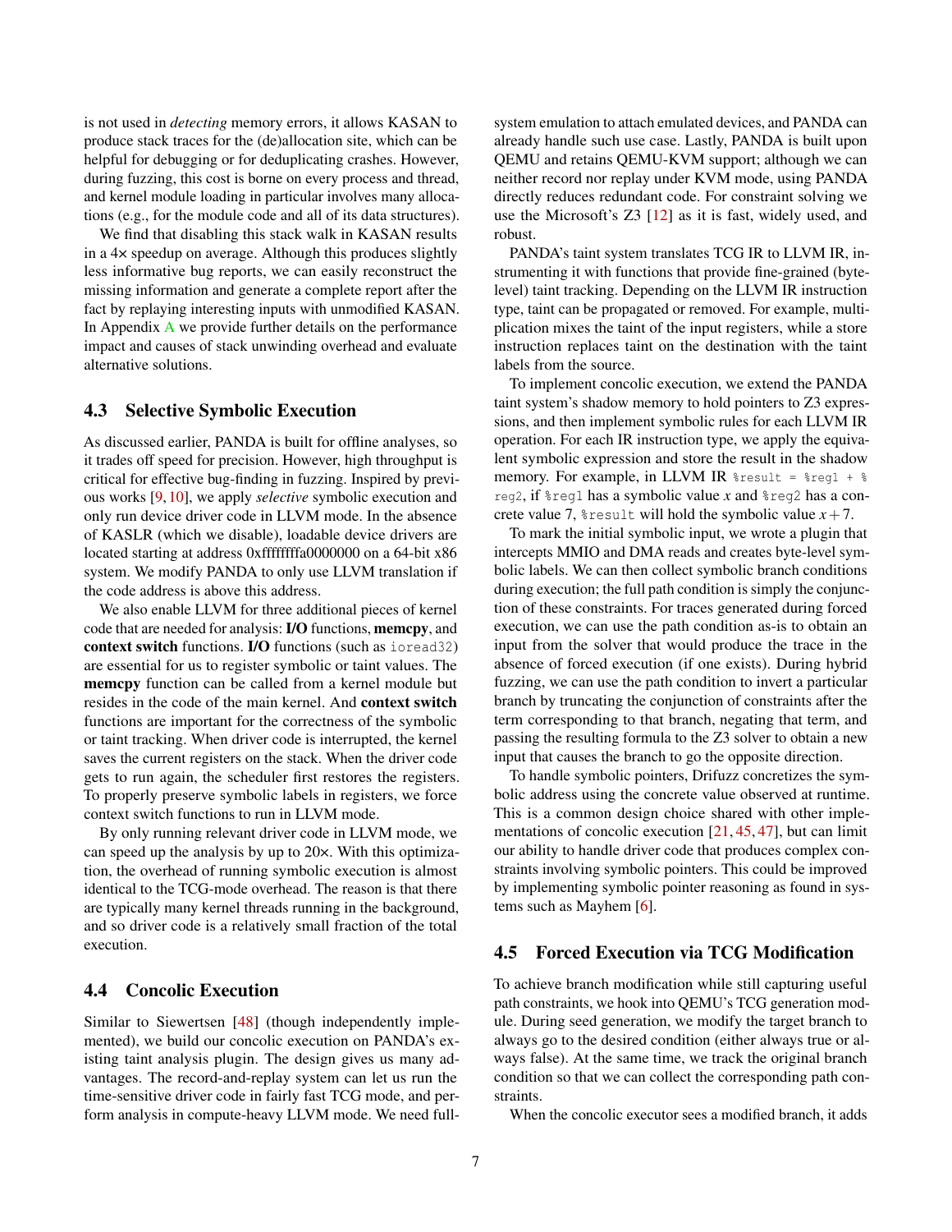is not used in *detecting* memory errors, it allows KASAN to produce stack traces for the (de)allocation site, which can be helpful for debugging or for deduplicating crashes. However, during fuzzing, this cost is borne on every process and thread, and kernel module loading in particular involves many allocations (e.g., for the module code and all of its data structures).

We find that disabling this stack walk in KASAN results in a 4× speedup on average. Although this produces slightly less informative bug reports, we can easily reconstruct the missing information and generate a complete report after the fact by replaying interesting inputs with unmodified KASAN. In Appendix A we provide further details on the performance impact and causes of stack unwinding overhead and evaluate alternative solutions.

### 4.3 Selective Symbolic Execution

As discussed earlier, PANDA is built for offline analyses, so it trades off speed for precision. However, high throughput is critical for effective bug-finding in fuzzing. Inspired by previous works [9, 10], we apply *selective* symbolic execution and only run device driver code in LLVM mode. In the absence of KASLR (which we disable), loadable device drivers are located starting at address 0xffffffffa0000000 on a 64-bit x86 system. We modify PANDA to only use LLVM translation if the code address is above this address.

We also enable LLVM for three additional pieces of kernel code that are needed for analysis: **I/O** functions, **memcpy**, and **context switch** functions. **I/O** functions (such as `ioread32`) are essential for us to register symbolic or taint values. The **memcpy** function can be called from a kernel module but resides in the code of the main kernel. And **context switch** functions are important for the correctness of the symbolic or taint tracking. When driver code is interrupted, the kernel saves the current registers on the stack. When the driver code gets to run again, the scheduler first restores the registers. To properly preserve symbolic labels in registers, we force context switch functions to run in LLVM mode.

By only running relevant driver code in LLVM mode, we can speed up the analysis by up to 20×. With this optimization, the overhead of running symbolic execution is almost identical to the TCG-mode overhead. The reason is that there are typically many kernel threads running in the background, and so driver code is a relatively small fraction of the total execution.

### 4.4 Concolic Execution

Similar to Siewertsen [48] (though independently implemented), we build our concolic execution on PANDA's existing taint analysis plugin. The design gives us many advantages. The record-and-replay system can let us run the time-sensitive driver code in fairly fast TCG mode, and perform analysis in compute-heavy LLVM mode. We need full-system emulation to attach emulated devices, and PANDA can already handle such use case. Lastly, PANDA is built upon QEMU and retains QEMU-KVM support; although we can neither record nor replay under KVM mode, using PANDA directly reduces redundant code. For constraint solving we use the Microsoft's Z3 [12] as it is fast, widely used, and robust.

PANDA's taint system translates TCG IR to LLVM IR, instrumenting it with functions that provide fine-grained (byte-level) taint tracking. Depending on the LLVM IR instruction type, taint can be propagated or removed. For example, multiplication mixes the taint of the input registers, while a store instruction replaces taint on the destination with the taint labels from the source.

To implement concolic execution, we extend the PANDA taint system's shadow memory to hold pointers to Z3 expressions, and then implement symbolic rules for each LLVM IR operation. For each IR instruction type, we apply the equivalent symbolic expression and store the result in the shadow memory. For example, in LLVM IR `%result = %reg1 + %reg2`, if `%reg1` has a symbolic value $x$ and `%reg2` has a concrete value 7, `%result` will hold the symbolic value $x+7$.

To mark the initial symbolic input, we wrote a plugin that intercepts MMIO and DMA reads and creates byte-level symbolic labels. We can then collect symbolic branch conditions during execution; the full path condition is simply the conjunction of these constraints. For traces generated during forced execution, we can use the path condition as-is to obtain an input from the solver that would produce the trace in the absence of forced execution (if one exists). During hybrid fuzzing, we can use the path condition to invert a particular branch by truncating the conjunction of constraints after the term corresponding to that branch, negating that term, and passing the resulting formula to the Z3 solver to obtain a new input that causes the branch to go the opposite direction.

To handle symbolic pointers, Drifuzz concretizes the symbolic address using the concrete value observed at runtime. This is a common design choice shared with other implementations of concolic execution [21, 45, 47], but can limit our ability to handle driver code that produces complex constraints involving symbolic pointers. This could be improved by implementing symbolic pointer reasoning as found in systems such as Mayhem [6].

### 4.5 Forced Execution via TCG Modification

To achieve branch modification while still capturing useful path constraints, we hook into QEMU's TCG generation module. During seed generation, we modify the target branch to always go to the desired condition (either always true or always false). At the same time, we track the original branch condition so that we can collect the corresponding path constraints.

When the concolic executor sees a modified branch, it adds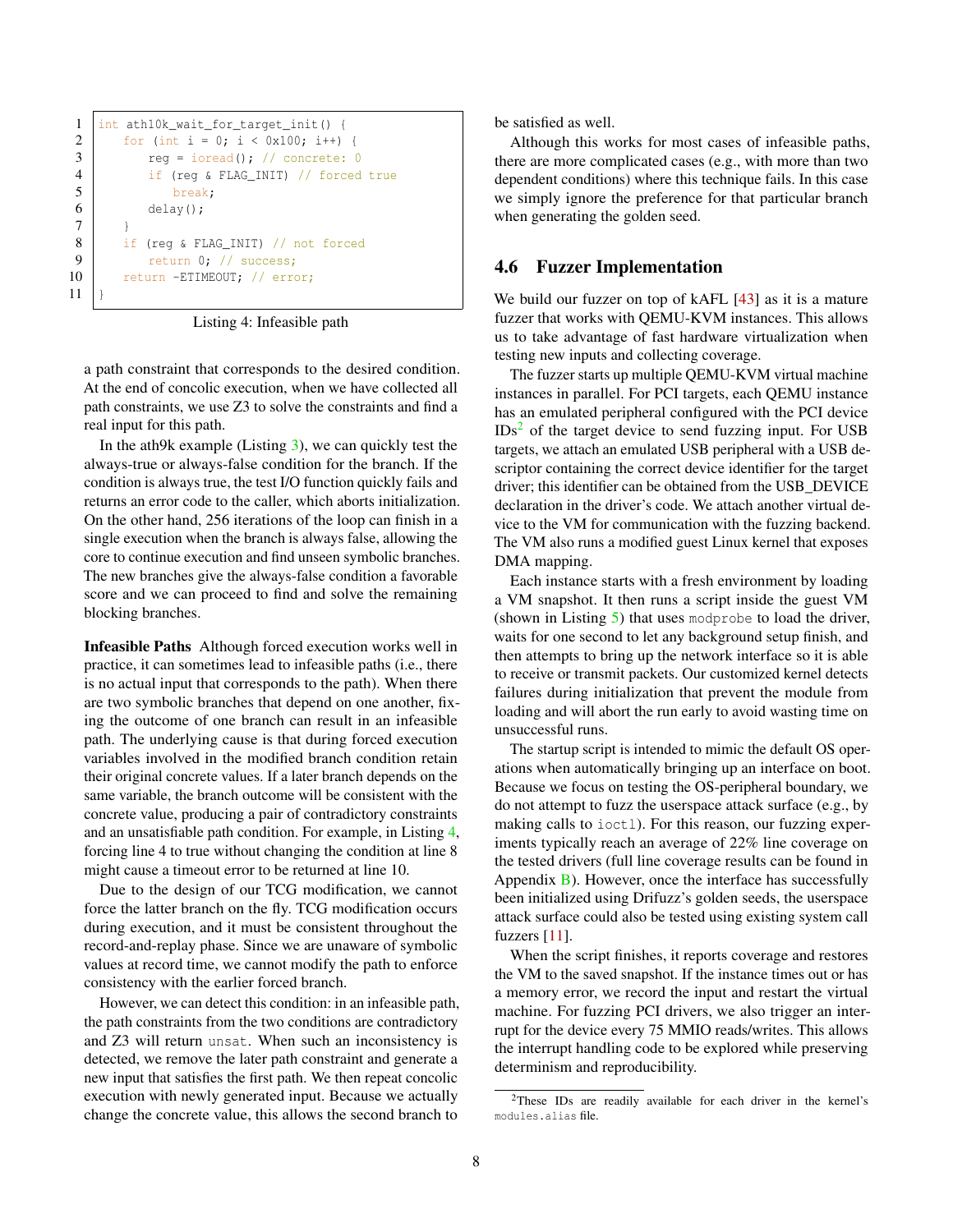```c
int ath10k_wait_for_target_init() {
    for (int i = 0; i < 0x100; i++) {
        reg = ioread(); // concrete: 0
        if (reg & FLAG_INIT) // forced true
            break;
        delay();
    }
    if (reg & FLAG_INIT) // not forced
        return 0; // success;
    return -ETIMEOUT; // error;
}
```

Listing 4: Infeasible path

a path constraint that corresponds to the desired condition. At the end of concolic execution, when we have collected all path constraints, we use Z3 to solve the constraints and find a real input for this path.

In the ath9k example (Listing 3), we can quickly test the always-true or always-false condition for the branch. If the condition is always true, the test I/O function quickly fails and returns an error code to the caller, which aborts initialization. On the other hand, 256 iterations of the loop can finish in a single execution when the branch is always false, allowing the core to continue execution and find unseen symbolic branches. The new branches give the always-false condition a favorable score and we can proceed to find and solve the remaining blocking branches.

**Infeasible Paths** Although forced execution works well in practice, it can sometimes lead to infeasible paths (i.e., there is no actual input that corresponds to the path). When there are two symbolic branches that depend on one another, fixing the outcome of one branch can result in an infeasible path. The underlying cause is that during forced execution variables involved in the modified branch condition retain their original concrete values. If a later branch depends on the same variable, the branch outcome will be consistent with the concrete value, producing a pair of contradictory constraints and an unsatisfiable path condition. For example, in Listing 4, forcing line 4 to true without changing the condition at line 8 might cause a timeout error to be returned at line 10.

Due to the design of our TCG modification, we cannot force the latter branch on the fly. TCG modification occurs during execution, and it must be consistent throughout the record-and-replay phase. Since we are unaware of symbolic values at record time, we cannot modify the path to enforce consistency with the earlier forced branch.

However, we can detect this condition: in an infeasible path, the path constraints from the two conditions are contradictory and Z3 will return `unsat`. When such an inconsistency is detected, we remove the later path constraint and generate a new input that satisfies the first path. We then repeat concolic execution with newly generated input. Because we actually change the concrete value, this allows the second branch to be satisfied as well.

Although this works for most cases of infeasible paths, there are more complicated cases (e.g., with more than two dependent conditions) where this technique fails. In this case we simply ignore the preference for that particular branch when generating the golden seed.

## 4.6 Fuzzer Implementation

We build our fuzzer on top of kAFL [43] as it is a mature fuzzer that works with QEMU-KVM instances. This allows us to take advantage of fast hardware virtualization when testing new inputs and collecting coverage.

The fuzzer starts up multiple QEMU-KVM virtual machine instances in parallel. For PCI targets, each QEMU instance has an emulated peripheral configured with the PCI device IDs[2] of the target device to send fuzzing input. For USB targets, we attach an emulated USB peripheral with a USB descriptor containing the correct device identifier for the target driver; this identifier can be obtained from the USB_DEVICE declaration in the driver's code. We attach another virtual device to the VM for communication with the fuzzing backend. The VM also runs a modified guest Linux kernel that exposes DMA mapping.

Each instance starts with a fresh environment by loading a VM snapshot. It then runs a script inside the guest VM (shown in Listing 5) that uses `modprobe` to load the driver, waits for one second to let any background setup finish, and then attempts to bring up the network interface so it is able to receive or transmit packets. Our customized kernel detects failures during initialization that prevent the module from loading and will abort the run early to avoid wasting time on unsuccessful runs.

The startup script is intended to mimic the default OS operations when automatically bringing up an interface on boot. Because we focus on testing the OS-peripheral boundary, we do not attempt to fuzz the userspace attack surface (e.g., by making calls to `ioctl`). For this reason, our fuzzing experiments typically reach an average of 22% line coverage on the tested drivers (full line coverage results can be found in Appendix B). However, once the interface has successfully been initialized using Drifuzz's golden seeds, the userspace attack surface could also be tested using existing system call fuzzers [11].

When the script finishes, it reports coverage and restores the VM to the saved snapshot. If the instance times out or has a memory error, we record the input and restart the virtual machine. For fuzzing PCI drivers, we also trigger an interrupt for the device every 75 MMIO reads/writes. This allows the interrupt handling code to be explored while preserving determinism and reproducibility.

[2] These IDs are readily available for each driver in the kernel's `modules.alias` file.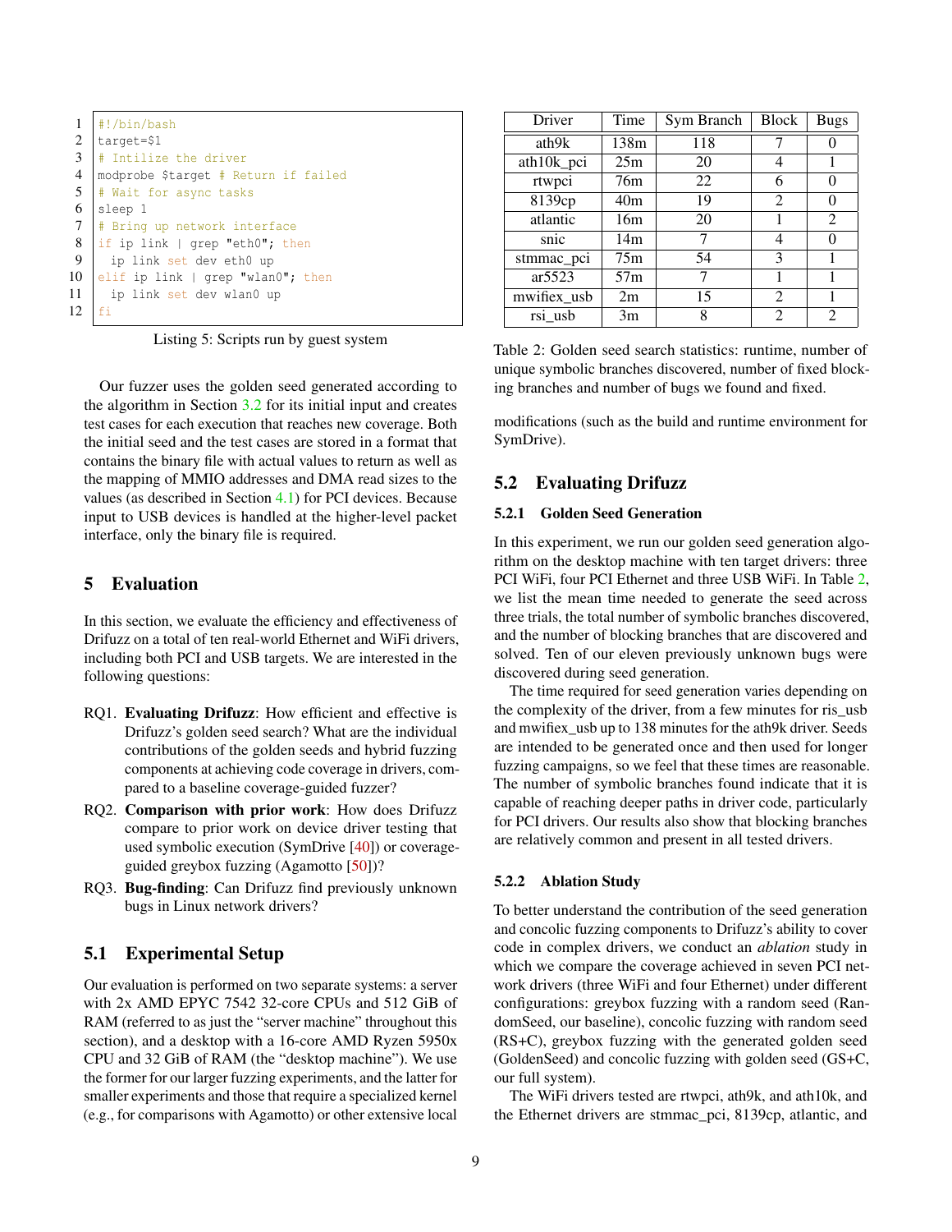```bash
#!/bin/bash
target=$1
# Intilize the driver
modprobe $target # Return if failed
# Wait for async tasks
sleep 1
# Bring up network interface
if ip link | grep "eth0"; then
  ip link set dev eth0 up
elif ip link | grep "wlan0"; then
  ip link set dev wlan0 up
fi
```

Listing 5: Scripts run by guest system

Our fuzzer uses the golden seed generated according to the algorithm in Section 3.2 for its initial input and creates test cases for each execution that reaches new coverage. Both the initial seed and the test cases are stored in a format that contains the binary file with actual values to return as well as the mapping of MMIO addresses and DMA read sizes to the values (as described in Section 4.1) for PCI devices. Because input to USB devices is handled at the higher-level packet interface, only the binary file is required.

## 5 Evaluation

In this section, we evaluate the efficiency and effectiveness of Drifuzz on a total of ten real-world Ethernet and WiFi drivers, including both PCI and USB targets. We are interested in the following questions:

RQ1. **Evaluating Drifuzz**: How efficient and effective is Drifuzz's golden seed search? What are the individual contributions of the golden seeds and hybrid fuzzing components at achieving code coverage in drivers, compared to a baseline coverage-guided fuzzer?

RQ2. **Comparison with prior work**: How does Drifuzz compare to prior work on device driver testing that used symbolic execution (SymDrive [40]) or coverage-guided greybox fuzzing (Agamotto [50])?

RQ3. **Bug-finding**: Can Drifuzz find previously unknown bugs in Linux network drivers?

### 5.1 Experimental Setup

Our evaluation is performed on two separate systems: a server with 2x AMD EPYC 7542 32-core CPUs and 512 GiB of RAM (referred to as just the "server machine" throughout this section), and a desktop with a 16-core AMD Ryzen 5950x CPU and 32 GiB of RAM (the "desktop machine"). We use the former for our larger fuzzing experiments, and the latter for smaller experiments and those that require a specialized kernel (e.g., for comparisons with Agamotto) or other extensive local modifications (such as the build and runtime environment for SymDrive).

| Driver | Time | Sym Branch | Block | Bugs |
|---|---|---|---|---|
| ath9k | 138m | 118 | 7 | 0 |
| ath10k_pci | 25m | 20 | 4 | 1 |
| rtwpci | 76m | 22 | 6 | 0 |
| 8139cp | 40m | 19 | 2 | 0 |
| atlantic | 16m | 20 | 1 | 2 |
| snic | 14m | 7 | 4 | 0 |
| stmmac_pci | 75m | 54 | 3 | 1 |
| ar5523 | 57m | 7 | 1 | 1 |
| mwifiex_usb | 2m | 15 | 2 | 1 |
| rsi_usb | 3m | 8 | 2 | 2 |

Table 2: Golden seed search statistics: runtime, number of unique symbolic branches discovered, number of fixed blocking branches and number of bugs we found and fixed.

### 5.2 Evaluating Drifuzz

#### 5.2.1 Golden Seed Generation

In this experiment, we run our golden seed generation algorithm on the desktop machine with ten target drivers: three PCI WiFi, four PCI Ethernet and three USB WiFi. In Table 2, we list the mean time needed to generate the seed across three trials, the total number of symbolic branches discovered, and the number of blocking branches that are discovered and solved. Ten of our eleven previously unknown bugs were discovered during seed generation.

The time required for seed generation varies depending on the complexity of the driver, from a few minutes for ris_usb and mwifiex_usb up to 138 minutes for the ath9k driver. Seeds are intended to be generated once and then used for longer fuzzing campaigns, so we feel that these times are reasonable. The number of symbolic branches found indicate that it is capable of reaching deeper paths in driver code, particularly for PCI drivers. Our results also show that blocking branches are relatively common and present in all tested drivers.

#### 5.2.2 Ablation Study

To better understand the contribution of the seed generation and concolic fuzzing components to Drifuzz's ability to cover code in complex drivers, we conduct an *ablation* study in which we compare the coverage achieved in seven PCI network drivers (three WiFi and four Ethernet) under different configurations: greybox fuzzing with a random seed (RandomSeed, our baseline), concolic fuzzing with random seed (RS+C), greybox fuzzing with the generated golden seed (GoldenSeed) and concolic fuzzing with golden seed (GS+C, our full system).

The WiFi drivers tested are rtwpci, ath9k, and ath10k, and the Ethernet drivers are stmmac_pci, 8139cp, atlantic, and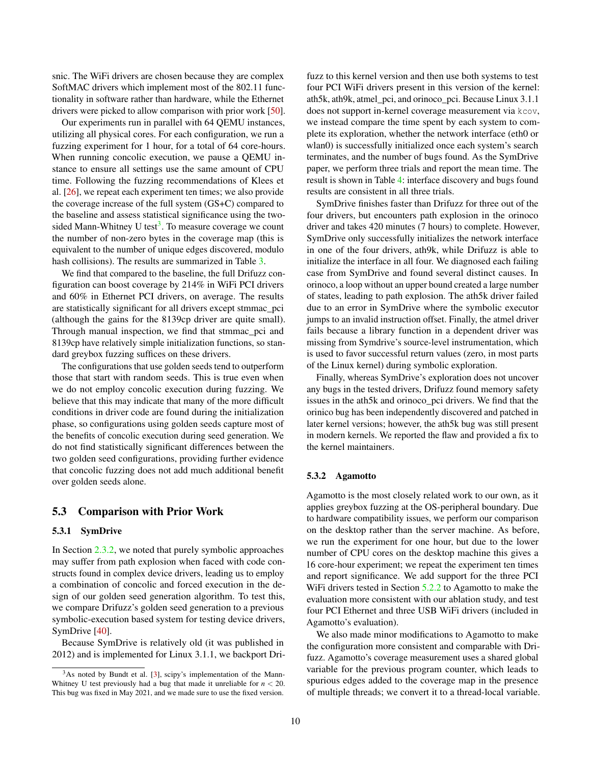snic. The WiFi drivers are chosen because they are complex SoftMAC drivers which implement most of the 802.11 functionality in software rather than hardware, while the Ethernet drivers were picked to allow comparison with prior work [50].

Our experiments run in parallel with 64 QEMU instances, utilizing all physical cores. For each configuration, we run a fuzzing experiment for 1 hour, for a total of 64 core-hours. When running concolic execution, we pause a QEMU instance to ensure all settings use the same amount of CPU time. Following the fuzzing recommendations of Klees et al. [26], we repeat each experiment ten times; we also provide the coverage increase of the full system (GS+C) compared to the baseline and assess statistical significance using the two-sided Mann-Whitney U test[3]. To measure coverage we count the number of non-zero bytes in the coverage map (this is equivalent to the number of unique edges discovered, modulo hash collisions). The results are summarized in Table 3.

We find that compared to the baseline, the full Drifuzz configuration can boost coverage by 214% in WiFi PCI drivers and 60% in Ethernet PCI drivers, on average. The results are statistically significant for all drivers except stmmac_pci (although the gains for the 8139cp driver are quite small). Through manual inspection, we find that stmmac_pci and 8139cp have relatively simple initialization functions, so standard greybox fuzzing suffices on these drivers.

The configurations that use golden seeds tend to outperform those that start with random seeds. This is true even when we do not employ concolic execution during fuzzing. We believe that this may indicate that many of the more difficult conditions in driver code are found during the initialization phase, so configurations using golden seeds capture most of the benefits of concolic execution during seed generation. We do not find statistically significant differences between the two golden seed configurations, providing further evidence that concolic fuzzing does not add much additional benefit over golden seeds alone.

## 5.3 Comparison with Prior Work

### 5.3.1 SymDrive

In Section 2.3.2, we noted that purely symbolic approaches may suffer from path explosion when faced with code constructs found in complex device drivers, leading us to employ a combination of concolic and forced execution in the design of our golden seed generation algorithm. To test this, we compare Drifuzz's golden seed generation to a previous symbolic-execution based system for testing device drivers, SymDrive [40].

Because SymDrive is relatively old (it was published in 2012) and is implemented for Linux 3.1.1, we backport Drifuzz to this kernel version and then use both systems to test four PCI WiFi drivers present in this version of the kernel: ath5k, ath9k, atmel_pci, and orinoco_pci. Because Linux 3.1.1 does not support in-kernel coverage measurement via `kcov`, we instead compare the time spent by each system to complete its exploration, whether the network interface (eth0 or wlan0) is successfully initialized once each system's search terminates, and the number of bugs found. As the SymDrive paper, we perform three trials and report the mean time. The result is shown in Table 4: interface discovery and bugs found results are consistent in all three trials.

SymDrive finishes faster than Drifuzz for three out of the four drivers, but encounters path explosion in the orinoco driver and takes 420 minutes (7 hours) to complete. However, SymDrive only successfully initializes the network interface in one of the four drivers, ath9k, while Drifuzz is able to initialize the interface in all four. We diagnosed each failing case from SymDrive and found several distinct causes. In orinoco, a loop without an upper bound created a large number of states, leading to path explosion. The ath5k driver failed due to an error in SymDrive where the symbolic executor jumps to an invalid instruction offset. Finally, the atmel driver fails because a library function in a dependent driver was missing from Symdrive's source-level instrumentation, which is used to favor successful return values (zero, in most parts of the Linux kernel) during symbolic exploration.

Finally, whereas SymDrive's exploration does not uncover any bugs in the tested drivers, Drifuzz found memory safety issues in the ath5k and orinoco_pci drivers. We find that the orinico bug has been independently discovered and patched in later kernel versions; however, the ath5k bug was still present in modern kernels. We reported the flaw and provided a fix to the kernel maintainers.

### 5.3.2 Agamotto

Agamotto is the most closely related work to our own, as it applies greybox fuzzing at the OS-peripheral boundary. Due to hardware compatibility issues, we perform our comparison on the desktop rather than the server machine. As before, we run the experiment for one hour, but due to the lower number of CPU cores on the desktop machine this gives a 16 core-hour experiment; we repeat the experiment ten times and report significance. We add support for the three PCI WiFi drivers tested in Section 5.2.2 to Agamotto to make the evaluation more consistent with our ablation study, and test four PCI Ethernet and three USB WiFi drivers (included in Agamotto's evaluation).

We also made minor modifications to Agamotto to make the configuration more consistent and comparable with Drifuzz. Agamotto's coverage measurement uses a shared global variable for the previous program counter, which leads to spurious edges added to the coverage map in the presence of multiple threads; we convert it to a thread-local variable.

[3] As noted by Bundt et al. [3], scipy's implementation of the Mann-Whitney U test previously had a bug that made it unreliable for $n < 20$. This bug was fixed in May 2021, and we made sure to use the fixed version.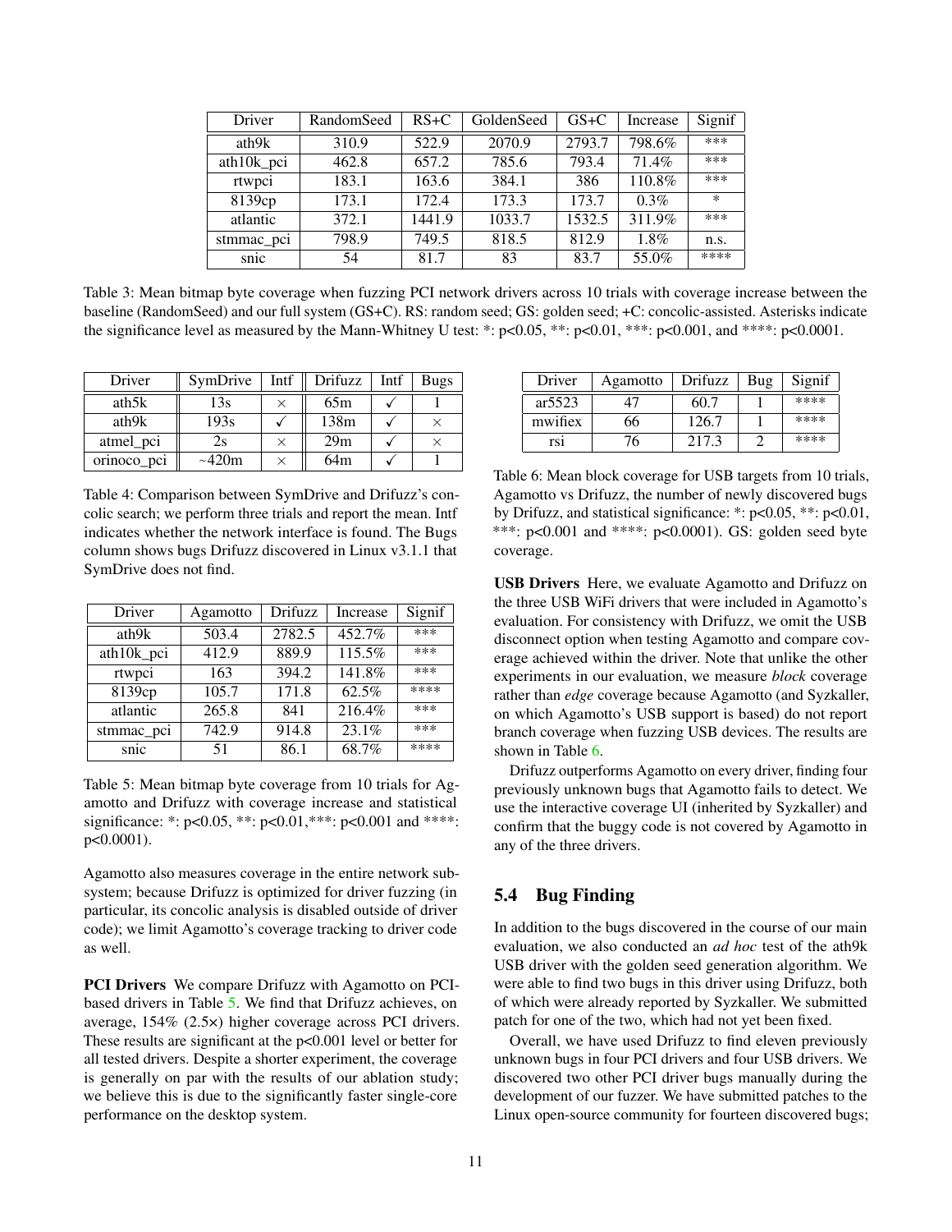| Driver | RandomSeed | RS+C | GoldenSeed | GS+C | Increase | Signif |
|---|---|---|---|---|---|---|
| ath9k | 310.9 | 522.9 | 2070.9 | 2793.7 | 798.6% | *** |
| ath10k_pci | 462.8 | 657.2 | 785.6 | 793.4 | 71.4% | *** |
| rtwpci | 183.1 | 163.6 | 384.1 | 386 | 110.8% | *** |
| 8139cp | 173.1 | 172.4 | 173.3 | 173.7 | 0.3% | * |
| atlantic | 372.1 | 1441.9 | 1033.7 | 1532.5 | 311.9% | *** |
| stmmac_pci | 798.9 | 749.5 | 818.5 | 812.9 | 1.8% | n.s. |
| snic | 54 | 81.7 | 83 | 83.7 | 55.0% | **** |

Table 3: Mean bitmap byte coverage when fuzzing PCI network drivers across 10 trials with coverage increase between the baseline (RandomSeed) and our full system (GS+C). RS: random seed; GS: golden seed; +C: concolic-assisted. Asterisks indicate the significance level as measured by the Mann-Whitney U test: *: p<0.05, **: p<0.01, ***: p<0.001, and ****: p<0.0001.

| Driver | SymDrive | Intf | Drifuzz | Intf | Bugs |
|---|---|---|---|---|---|
| ath5k | 13s | × | 65m | ✓ | 1 |
| ath9k | 193s | ✓ | 138m | ✓ | × |
| atmel_pci | 2s | × | 29m | ✓ | × |
| orinoco_pci | ~420m | × | 64m | ✓ | 1 |

Table 4: Comparison between SymDrive and Drifuzz's concolic search; we perform three trials and report the mean. Intf indicates whether the network interface is found. The Bugs column shows bugs Drifuzz discovered in Linux v3.1.1 that SymDrive does not find.

| Driver | Agamotto | Drifuzz | Increase | Signif |
|---|---|---|---|---|
| ath9k | 503.4 | 2782.5 | 452.7% | *** |
| ath10k_pci | 412.9 | 889.9 | 115.5% | *** |
| rtwpci | 163 | 394.2 | 141.8% | *** |
| 8139cp | 105.7 | 171.8 | 62.5% | **** |
| atlantic | 265.8 | 841 | 216.4% | *** |
| stmmac_pci | 742.9 | 914.8 | 23.1% | *** |
| snic | 51 | 86.1 | 68.7% | **** |

Table 5: Mean bitmap byte coverage from 10 trials for Agamotto and Drifuzz with coverage increase and statistical significance: *: p<0.05, **: p<0.01,***: p<0.001 and ****: p<0.0001).

Agamotto also measures coverage in the entire network subsystem; because Drifuzz is optimized for driver fuzzing (in particular, its concolic analysis is disabled outside of driver code); we limit Agamotto's coverage tracking to driver code as well.

**PCI Drivers** We compare Drifuzz with Agamotto on PCI-based drivers in Table 5. We find that Drifuzz achieves, on average, 154% (2.5×) higher coverage across PCI drivers. These results are significant at the p<0.001 level or better for all tested drivers. Despite a shorter experiment, the coverage is generally on par with the results of our ablation study; we believe this is due to the significantly faster single-core performance on the desktop system.

| Driver | Agamotto | Drifuzz | Bug | Signif |
|---|---|---|---|---|
| ar5523 | 47 | 60.7 | 1 | **** |
| mwifiex | 66 | 126.7 | 1 | **** |
| rsi | 76 | 217.3 | 2 | **** |

Table 6: Mean block coverage for USB targets from 10 trials, Agamotto vs Drifuzz, the number of newly discovered bugs by Drifuzz, and statistical significance: *: p<0.05, **: p<0.01, ***: p<0.001 and ****: p<0.0001). GS: golden seed byte coverage.

**USB Drivers** Here, we evaluate Agamotto and Drifuzz on the three USB WiFi drivers that were included in Agamotto's evaluation. For consistency with Drifuzz, we omit the USB disconnect option when testing Agamotto and compare coverage achieved within the driver. Note that unlike the other experiments in our evaluation, we measure *block* coverage rather than *edge* coverage because Agamotto (and Syzkaller, on which Agamotto's USB support is based) do not report branch coverage when fuzzing USB devices. The results are shown in Table 6.

Drifuzz outperforms Agamotto on every driver, finding four previously unknown bugs that Agamotto fails to detect. We use the interactive coverage UI (inherited by Syzkaller) and confirm that the buggy code is not covered by Agamotto in any of the three drivers.

## 5.4 Bug Finding

In addition to the bugs discovered in the course of our main evaluation, we also conducted an *ad hoc* test of the ath9k USB driver with the golden seed generation algorithm. We were able to find two bugs in this driver using Drifuzz, both of which were already reported by Syzkaller. We submitted patch for one of the two, which had not yet been fixed.

Overall, we have used Drifuzz to find eleven previously unknown bugs in four PCI drivers and four USB drivers. We discovered two other PCI driver bugs manually during the development of our fuzzer. We have submitted patches to the Linux open-source community for fourteen discovered bugs;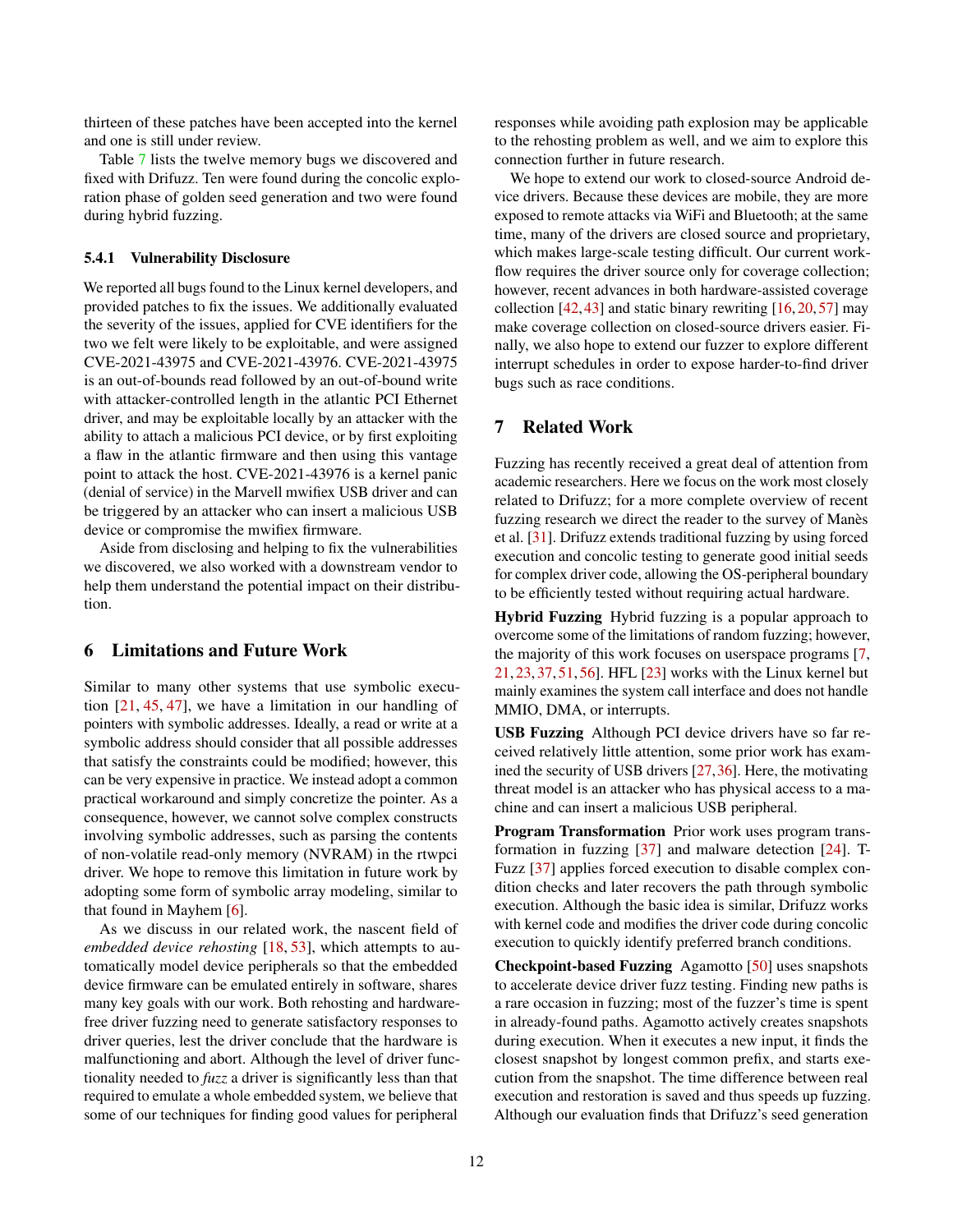thirteen of these patches have been accepted into the kernel and one is still under review.

Table 7 lists the twelve memory bugs we discovered and fixed with Drifuzz. Ten were found during the concolic exploration phase of golden seed generation and two were found during hybrid fuzzing.

#### 5.4.1 Vulnerability Disclosure

We reported all bugs found to the Linux kernel developers, and provided patches to fix the issues. We additionally evaluated the severity of the issues, applied for CVE identifiers for the two we felt were likely to be exploitable, and were assigned CVE-2021-43975 and CVE-2021-43976. CVE-2021-43975 is an out-of-bounds read followed by an out-of-bound write with attacker-controlled length in the atlantic PCI Ethernet driver, and may be exploitable locally by an attacker with the ability to attach a malicious PCI device, or by first exploiting a flaw in the atlantic firmware and then using this vantage point to attack the host. CVE-2021-43976 is a kernel panic (denial of service) in the Marvell mwifiex USB driver and can be triggered by an attacker who can insert a malicious USB device or compromise the mwifiex firmware.

Aside from disclosing and helping to fix the vulnerabilities we discovered, we also worked with a downstream vendor to help them understand the potential impact on their distribution.

## 6 Limitations and Future Work

Similar to many other systems that use symbolic execution [21, 45, 47], we have a limitation in our handling of pointers with symbolic addresses. Ideally, a read or write at a symbolic address should consider that all possible addresses that satisfy the constraints could be modified; however, this can be very expensive in practice. We instead adopt a common practical workaround and simply concretize the pointer. As a consequence, however, we cannot solve complex constructs involving symbolic addresses, such as parsing the contents of non-volatile read-only memory (NVRAM) in the rtwpci driver. We hope to remove this limitation in future work by adopting some form of symbolic array modeling, similar to that found in Mayhem [6].

As we discuss in our related work, the nascent field of *embedded device rehosting* [18, 53], which attempts to automatically model device peripherals so that the embedded device firmware can be emulated entirely in software, shares many key goals with our work. Both rehosting and hardware-free driver fuzzing need to generate satisfactory responses to driver queries, lest the driver conclude that the hardware is malfunctioning and abort. Although the level of driver functionality needed to *fuzz* a driver is significantly less than that required to emulate a whole embedded system, we believe that some of our techniques for finding good values for peripheral responses while avoiding path explosion may be applicable to the rehosting problem as well, and we aim to explore this connection further in future research.

We hope to extend our work to closed-source Android device drivers. Because these devices are mobile, they are more exposed to remote attacks via WiFi and Bluetooth; at the same time, many of the drivers are closed source and proprietary, which makes large-scale testing difficult. Our current workflow requires the driver source only for coverage collection; however, recent advances in both hardware-assisted coverage collection [42, 43] and static binary rewriting [16, 20, 57] may make coverage collection on closed-source drivers easier. Finally, we also hope to extend our fuzzer to explore different interrupt schedules in order to expose harder-to-find driver bugs such as race conditions.

## 7 Related Work

Fuzzing has recently received a great deal of attention from academic researchers. Here we focus on the work most closely related to Drifuzz; for a more complete overview of recent fuzzing research we direct the reader to the survey of Manès et al. [31]. Drifuzz extends traditional fuzzing by using forced execution and concolic testing to generate good initial seeds for complex driver code, allowing the OS-peripheral boundary to be efficiently tested without requiring actual hardware.

**Hybrid Fuzzing** Hybrid fuzzing is a popular approach to overcome some of the limitations of random fuzzing; however, the majority of this work focuses on userspace programs [7, 21, 23, 37, 51, 56]. HFL [23] works with the Linux kernel but mainly examines the system call interface and does not handle MMIO, DMA, or interrupts.

**USB Fuzzing** Although PCI device drivers have so far received relatively little attention, some prior work has examined the security of USB drivers [27, 36]. Here, the motivating threat model is an attacker who has physical access to a machine and can insert a malicious USB peripheral.

**Program Transformation** Prior work uses program transformation in fuzzing [37] and malware detection [24]. T-Fuzz [37] applies forced execution to disable complex condition checks and later recovers the path through symbolic execution. Although the basic idea is similar, Drifuzz works with kernel code and modifies the driver code during concolic execution to quickly identify preferred branch conditions.

**Checkpoint-based Fuzzing** Agamotto [50] uses snapshots to accelerate device driver fuzz testing. Finding new paths is a rare occasion in fuzzing; most of the fuzzer's time is spent in already-found paths. Agamotto actively creates snapshots during execution. When it executes a new input, it finds the closest snapshot by longest common prefix, and starts execution from the snapshot. The time difference between real execution and restoration is saved and thus speeds up fuzzing. Although our evaluation finds that Drifuzz's seed generation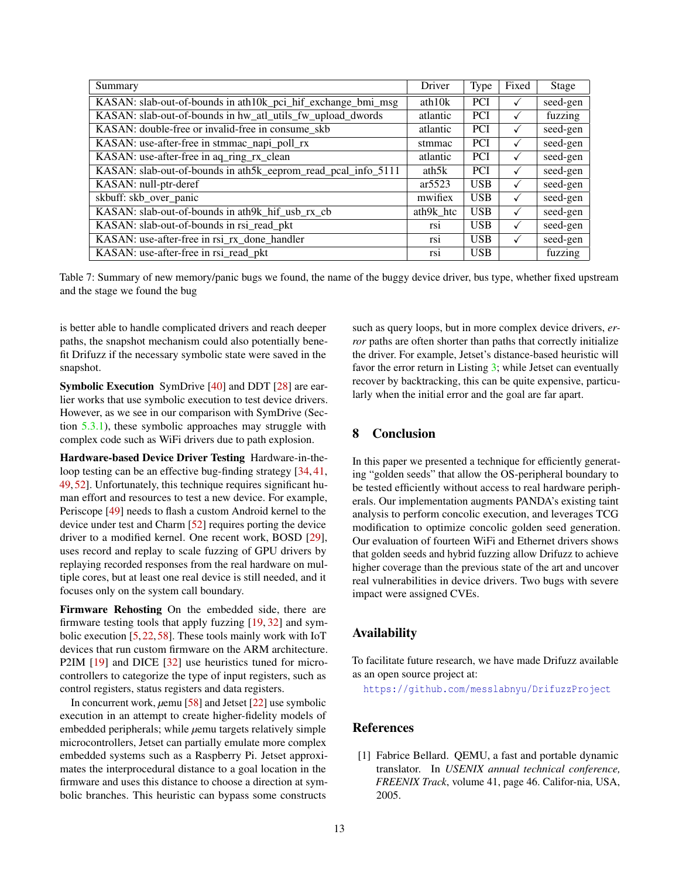| Summary | Driver | Type | Fixed | Stage |
|---|---|---|---|---|
| KASAN: slab-out-of-bounds in ath10k_pci_hif_exchange_bmi_msg | ath10k | PCI | ✓ | seed-gen |
| KASAN: slab-out-of-bounds in hw_atl_utils_fw_upload_dwords | atlantic | PCI | ✓ | fuzzing |
| KASAN: double-free or invalid-free in consume_skb | atlantic | PCI | ✓ | seed-gen |
| KASAN: use-after-free in stmmac_napi_poll_rx | stmmac | PCI | ✓ | seed-gen |
| KASAN: use-after-free in aq_ring_rx_clean | atlantic | PCI | ✓ | seed-gen |
| KASAN: slab-out-of-bounds in ath5k_eeprom_read_pcal_info_5111 | ath5k | PCI | ✓ | seed-gen |
| KASAN: null-ptr-deref | ar5523 | USB | ✓ | seed-gen |
| skbuff: skb_over_panic | mwifiex | USB | ✓ | seed-gen |
| KASAN: slab-out-of-bounds in ath9k_hif_usb_rx_cb | ath9k_htc | USB | ✓ | seed-gen |
| KASAN: slab-out-of-bounds in rsi_read_pkt | rsi | USB | ✓ | seed-gen |
| KASAN: use-after-free in rsi_rx_done_handler | rsi | USB | ✓ | seed-gen |
| KASAN: use-after-free in rsi_read_pkt | rsi | USB | | fuzzing |

Table 7: Summary of new memory/panic bugs we found, the name of the buggy device driver, bus type, whether fixed upstream and the stage we found the bug

is better able to handle complicated drivers and reach deeper paths, the snapshot mechanism could also potentially benefit Drifuzz if the necessary symbolic state were saved in the snapshot.

**Symbolic Execution** SymDrive [40] and DDT [28] are earlier works that use symbolic execution to test device drivers. However, as we see in our comparison with SymDrive (Section 5.3.1), these symbolic approaches may struggle with complex code such as WiFi drivers due to path explosion.

**Hardware-based Device Driver Testing** Hardware-in-the-loop testing can be an effective bug-finding strategy [34, 41, 49, 52]. Unfortunately, this technique requires significant human effort and resources to test a new device. For example, Periscope [49] needs to flash a custom Android kernel to the device under test and Charm [52] requires porting the device driver to a modified kernel. One recent work, BOSD [29], uses record and replay to scale fuzzing of GPU drivers by replaying recorded responses from the real hardware on multiple cores, but at least one real device is still needed, and it focuses only on the system call boundary.

**Firmware Rehosting** On the embedded side, there are firmware testing tools that apply fuzzing [19, 32] and symbolic execution [5, 22, 58]. These tools mainly work with IoT devices that run custom firmware on the ARM architecture. P2IM [19] and DICE [32] use heuristics tuned for microcontrollers to categorize the type of input registers, such as control registers, status registers and data registers.

In concurrent work, $\mu$emu [58] and Jetset [22] use symbolic execution in an attempt to create higher-fidelity models of embedded peripherals; while $\mu$emu targets relatively simple microcontrollers, Jetset can partially emulate more complex embedded systems such as a Raspberry Pi. Jetset approximates the interprocedural distance to a goal location in the firmware and uses this distance to choose a direction at symbolic branches. This heuristic can bypass some constructs such as query loops, but in more complex device drivers, *error* paths are often shorter than paths that correctly initialize the driver. For example, Jetset's distance-based heuristic will favor the error return in Listing 3; while Jetset can eventually recover by backtracking, this can be quite expensive, particularly when the initial error and the goal are far apart.

## 8 Conclusion

In this paper we presented a technique for efficiently generating "golden seeds" that allow the OS-peripheral boundary to be tested efficiently without access to real hardware peripherals. Our implementation augments PANDA's existing taint analysis to perform concolic execution, and leverages TCG modification to optimize concolic golden seed generation. Our evaluation of fourteen WiFi and Ethernet drivers shows that golden seeds and hybrid fuzzing allow Drifuzz to achieve higher coverage than the previous state of the art and uncover real vulnerabilities in device drivers. Two bugs with severe impact were assigned CVEs.

## Availability

To facilitate future research, we have made Drifuzz available as an open source project at:

https://github.com/messlabnyu/DrifuzzProject

## References

[1] Fabrice Bellard. QEMU, a fast and portable dynamic translator. In *USENIX annual technical conference, FREENIX Track*, volume 41, page 46. Califor-nia, USA, 2005.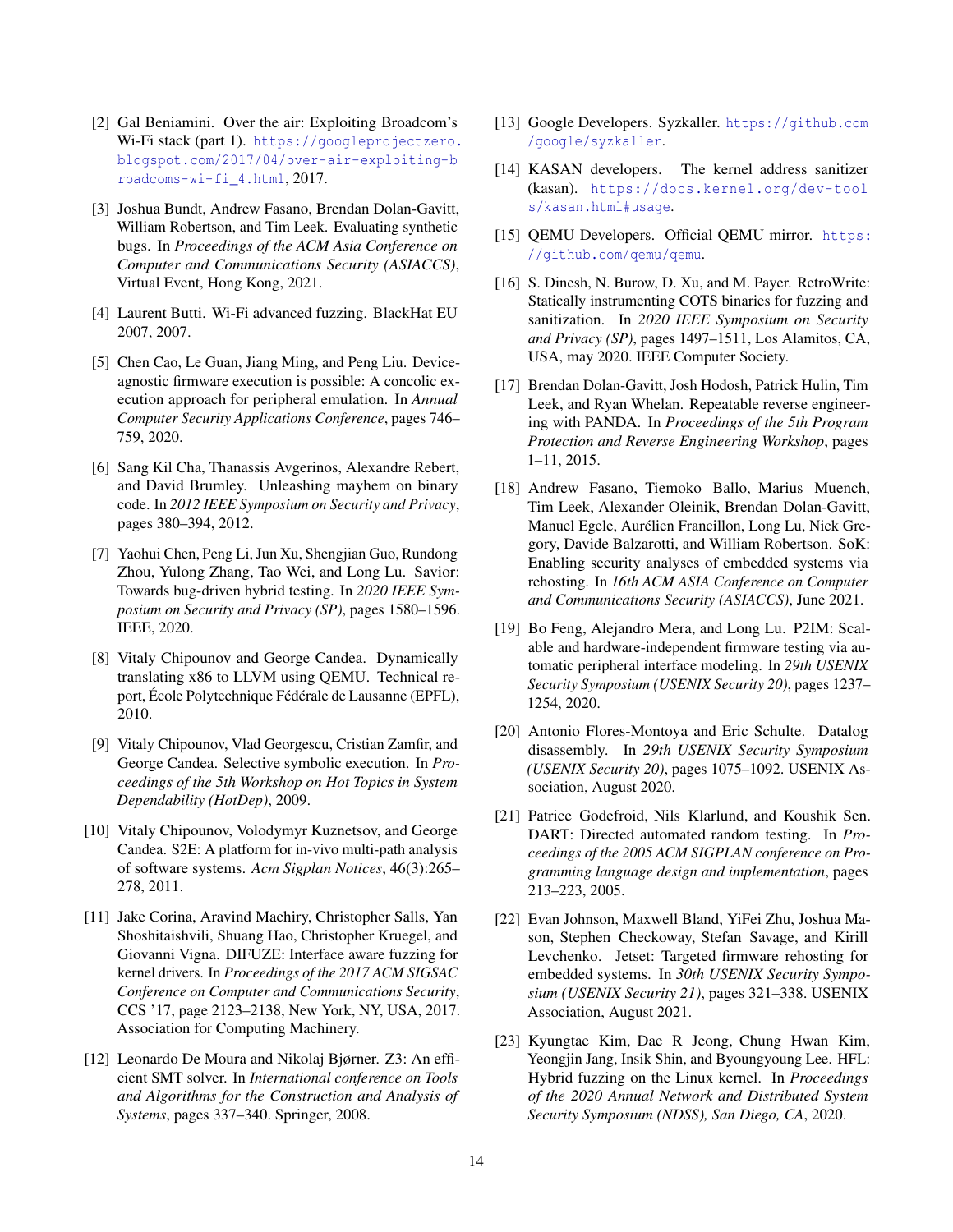[2] Gal Beniamini. Over the air: Exploiting Broadcom's Wi-Fi stack (part 1). https://googleprojectzero.blogspot.com/2017/04/over-air-exploiting-broadcoms-wi-fi_4.html, 2017.

[3] Joshua Bundt, Andrew Fasano, Brendan Dolan-Gavitt, William Robertson, and Tim Leek. Evaluating synthetic bugs. In *Proceedings of the ACM Asia Conference on Computer and Communications Security (ASIACCS)*, Virtual Event, Hong Kong, 2021.

[4] Laurent Butti. Wi-Fi advanced fuzzing. BlackHat EU 2007, 2007.

[5] Chen Cao, Le Guan, Jiang Ming, and Peng Liu. Device-agnostic firmware execution is possible: A concolic execution approach for peripheral emulation. In *Annual Computer Security Applications Conference*, pages 746–759, 2020.

[6] Sang Kil Cha, Thanassis Avgerinos, Alexandre Rebert, and David Brumley. Unleashing mayhem on binary code. In *2012 IEEE Symposium on Security and Privacy*, pages 380–394, 2012.

[7] Yaohui Chen, Peng Li, Jun Xu, Shengjian Guo, Rundong Zhou, Yulong Zhang, Tao Wei, and Long Lu. Savior: Towards bug-driven hybrid testing. In *2020 IEEE Symposium on Security and Privacy (SP)*, pages 1580–1596. IEEE, 2020.

[8] Vitaly Chipounov and George Candea. Dynamically translating x86 to LLVM using QEMU. Technical report, École Polytechnique Fédérale de Lausanne (EPFL), 2010.

[9] Vitaly Chipounov, Vlad Georgescu, Cristian Zamfir, and George Candea. Selective symbolic execution. In *Proceedings of the 5th Workshop on Hot Topics in System Dependability (HotDep)*, 2009.

[10] Vitaly Chipounov, Volodymyr Kuznetsov, and George Candea. S2E: A platform for in-vivo multi-path analysis of software systems. *Acm Sigplan Notices*, 46(3):265–278, 2011.

[11] Jake Corina, Aravind Machiry, Christopher Salls, Yan Shoshitaishvili, Shuang Hao, Christopher Kruegel, and Giovanni Vigna. DIFUZE: Interface aware fuzzing for kernel drivers. In *Proceedings of the 2017 ACM SIGSAC Conference on Computer and Communications Security*, CCS '17, page 2123–2138, New York, NY, USA, 2017. Association for Computing Machinery.

[12] Leonardo De Moura and Nikolaj Bjørner. Z3: An efficient SMT solver. In *International conference on Tools and Algorithms for the Construction and Analysis of Systems*, pages 337–340. Springer, 2008.

[13] Google Developers. Syzkaller. https://github.com/google/syzkaller.

[14] KASAN developers. The kernel address sanitizer (kasan). https://docs.kernel.org/dev-tools/kasan.html#usage.

[15] QEMU Developers. Official QEMU mirror. https://github.com/qemu/qemu.

[16] S. Dinesh, N. Burow, D. Xu, and M. Payer. RetroWrite: Statically instrumenting COTS binaries for fuzzing and sanitization. In *2020 IEEE Symposium on Security and Privacy (SP)*, pages 1497–1511, Los Alamitos, CA, USA, may 2020. IEEE Computer Society.

[17] Brendan Dolan-Gavitt, Josh Hodosh, Patrick Hulin, Tim Leek, and Ryan Whelan. Repeatable reverse engineering with PANDA. In *Proceedings of the 5th Program Protection and Reverse Engineering Workshop*, pages 1–11, 2015.

[18] Andrew Fasano, Tiemoko Ballo, Marius Muench, Tim Leek, Alexander Oleinik, Brendan Dolan-Gavitt, Manuel Egele, Aurélien Francillon, Long Lu, Nick Gregory, Davide Balzarotti, and William Robertson. SoK: Enabling security analyses of embedded systems via rehosting. In *16th ACM ASIA Conference on Computer and Communications Security (ASIACCS)*, June 2021.

[19] Bo Feng, Alejandro Mera, and Long Lu. P2IM: Scalable and hardware-independent firmware testing via automatic peripheral interface modeling. In *29th USENIX Security Symposium (USENIX Security 20)*, pages 1237–1254, 2020.

[20] Antonio Flores-Montoya and Eric Schulte. Datalog disassembly. In *29th USENIX Security Symposium (USENIX Security 20)*, pages 1075–1092. USENIX Association, August 2020.

[21] Patrice Godefroid, Nils Klarlund, and Koushik Sen. DART: Directed automated random testing. In *Proceedings of the 2005 ACM SIGPLAN conference on Programming language design and implementation*, pages 213–223, 2005.

[22] Evan Johnson, Maxwell Bland, YiFei Zhu, Joshua Mason, Stephen Checkoway, Stefan Savage, and Kirill Levchenko. Jetset: Targeted firmware rehosting for embedded systems. In *30th USENIX Security Symposium (USENIX Security 21)*, pages 321–338. USENIX Association, August 2021.

[23] Kyungtae Kim, Dae R Jeong, Chung Hwan Kim, Yeongjin Jang, Insik Shin, and Byoungyoung Lee. HFL: Hybrid fuzzing on the Linux kernel. In *Proceedings of the 2020 Annual Network and Distributed System Security Symposium (NDSS), San Diego, CA*, 2020.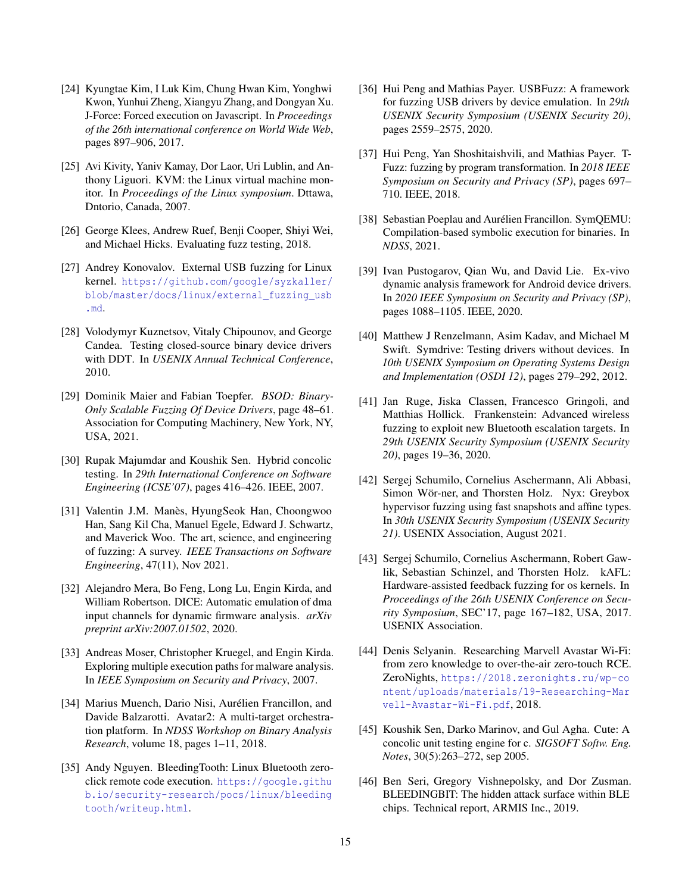[24] Kyungtae Kim, I Luk Kim, Chung Hwan Kim, Yonghwi Kwon, Yunhui Zheng, Xiangyu Zhang, and Dongyan Xu. J-Force: Forced execution on Javascript. In *Proceedings of the 26th international conference on World Wide Web*, pages 897–906, 2017.

[25] Avi Kivity, Yaniv Kamay, Dor Laor, Uri Lublin, and Anthony Liguori. KVM: the Linux virtual machine monitor. In *Proceedings of the Linux symposium*. Dttawa, Dntorio, Canada, 2007.

[26] George Klees, Andrew Ruef, Benji Cooper, Shiyi Wei, and Michael Hicks. Evaluating fuzz testing, 2018.

[27] Andrey Konovalov. External USB fuzzing for Linux kernel. https://github.com/google/syzkaller/blob/master/docs/linux/external_fuzzing_usb.md.

[28] Volodymyr Kuznetsov, Vitaly Chipounov, and George Candea. Testing closed-source binary device drivers with DDT. In *USENIX Annual Technical Conference*, 2010.

[29] Dominik Maier and Fabian Toepfer. *BSOD: Binary-Only Scalable Fuzzing Of Device Drivers*, page 48–61. Association for Computing Machinery, New York, NY, USA, 2021.

[30] Rupak Majumdar and Koushik Sen. Hybrid concolic testing. In *29th International Conference on Software Engineering (ICSE'07)*, pages 416–426. IEEE, 2007.

[31] Valentin J.M. Manès, HyungSeok Han, Choongwoo Han, Sang Kil Cha, Manuel Egele, Edward J. Schwartz, and Maverick Woo. The art, science, and engineering of fuzzing: A survey. *IEEE Transactions on Software Engineering*, 47(11), Nov 2021.

[32] Alejandro Mera, Bo Feng, Long Lu, Engin Kirda, and William Robertson. DICE: Automatic emulation of dma input channels for dynamic firmware analysis. *arXiv preprint arXiv:2007.01502*, 2020.

[33] Andreas Moser, Christopher Kruegel, and Engin Kirda. Exploring multiple execution paths for malware analysis. In *IEEE Symposium on Security and Privacy*, 2007.

[34] Marius Muench, Dario Nisi, Aurélien Francillon, and Davide Balzarotti. Avatar2: A multi-target orchestration platform. In *NDSS Workshop on Binary Analysis Research*, volume 18, pages 1–11, 2018.

[35] Andy Nguyen. BleedingTooth: Linux Bluetooth zero-click remote code execution. https://google.github.io/security-research/pocs/linux/bleedingtooth/writeup.html.

[36] Hui Peng and Mathias Payer. USBFuzz: A framework for fuzzing USB drivers by device emulation. In *29th USENIX Security Symposium (USENIX Security 20)*, pages 2559–2575, 2020.

[37] Hui Peng, Yan Shoshitaishvili, and Mathias Payer. T-Fuzz: fuzzing by program transformation. In *2018 IEEE Symposium on Security and Privacy (SP)*, pages 697–710. IEEE, 2018.

[38] Sebastian Poeplau and Aurélien Francillon. SymQEMU: Compilation-based symbolic execution for binaries. In *NDSS*, 2021.

[39] Ivan Pustogarov, Qian Wu, and David Lie. Ex-vivo dynamic analysis framework for Android device drivers. In *2020 IEEE Symposium on Security and Privacy (SP)*, pages 1088–1105. IEEE, 2020.

[40] Matthew J Renzelmann, Asim Kadav, and Michael M Swift. Symdrive: Testing drivers without devices. In *10th USENIX Symposium on Operating Systems Design and Implementation (OSDI 12)*, pages 279–292, 2012.

[41] Jan Ruge, Jiska Classen, Francesco Gringoli, and Matthias Hollick. Frankenstein: Advanced wireless fuzzing to exploit new Bluetooth escalation targets. In *29th USENIX Security Symposium (USENIX Security 20)*, pages 19–36, 2020.

[42] Sergej Schumilo, Cornelius Aschermann, Ali Abbasi, Simon Wör-ner, and Thorsten Holz. Nyx: Greybox hypervisor fuzzing using fast snapshots and affine types. In *30th USENIX Security Symposium (USENIX Security 21)*. USENIX Association, August 2021.

[43] Sergej Schumilo, Cornelius Aschermann, Robert Gawlik, Sebastian Schinzel, and Thorsten Holz. kAFL: Hardware-assisted feedback fuzzing for os kernels. In *Proceedings of the 26th USENIX Conference on Security Symposium*, SEC'17, page 167–182, USA, 2017. USENIX Association.

[44] Denis Selyanin. Researching Marvell Avastar Wi-Fi: from zero knowledge to over-the-air zero-touch RCE. ZeroNights, https://2018.zeronights.ru/wp-content/uploads/materials/19-Researching-Marvell-Avastar-Wi-Fi.pdf, 2018.

[45] Koushik Sen, Darko Marinov, and Gul Agha. Cute: A concolic unit testing engine for c. *SIGSOFT Softw. Eng. Notes*, 30(5):263–272, sep 2005.

[46] Ben Seri, Gregory Vishnepolsky, and Dor Zusman. BLEEDINGBIT: The hidden attack surface within BLE chips. Technical report, ARMIS Inc., 2019.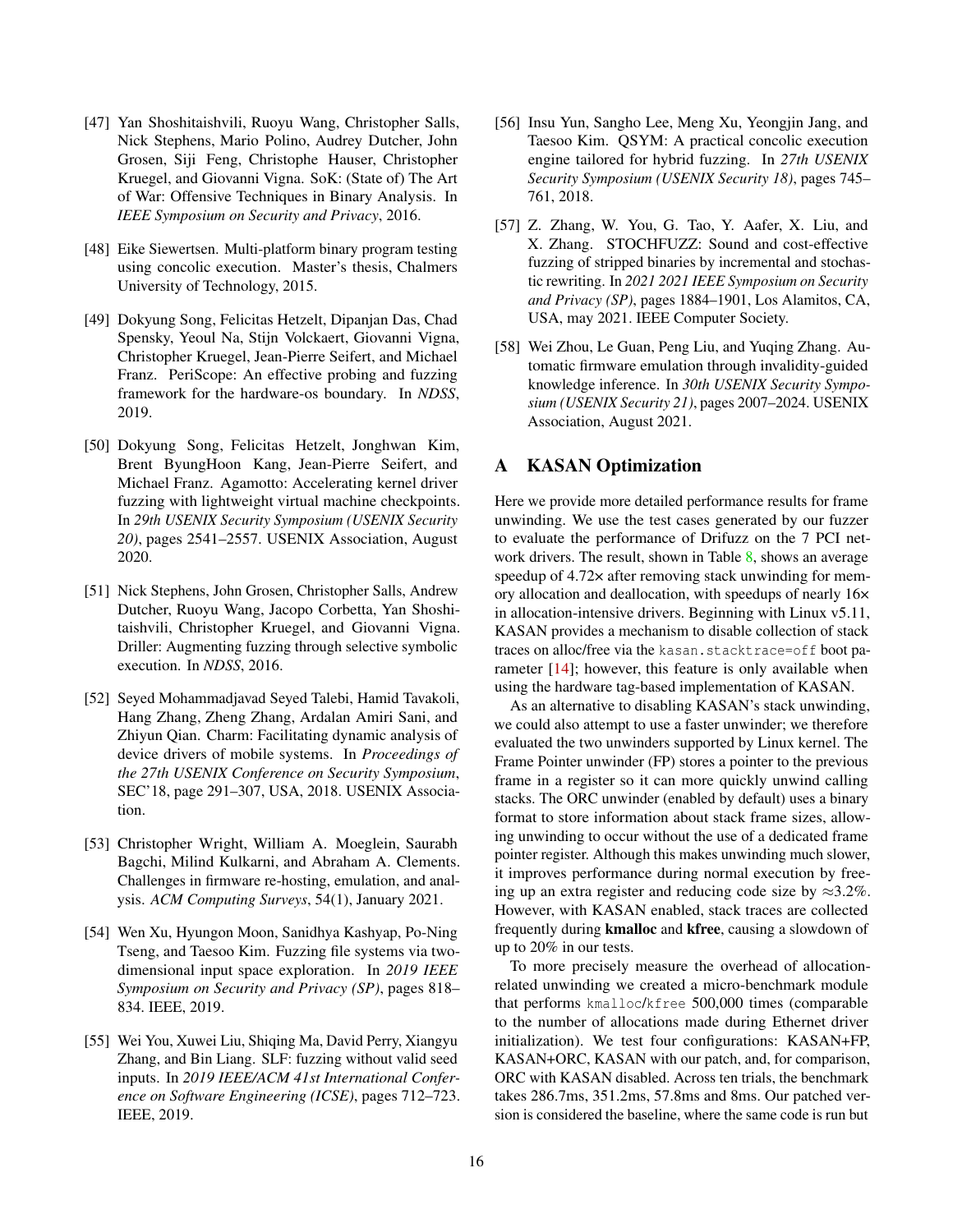[47] Yan Shoshitaishvili, Ruoyu Wang, Christopher Salls, Nick Stephens, Mario Polino, Audrey Dutcher, John Grosen, Siji Feng, Christophe Hauser, Christopher Kruegel, and Giovanni Vigna. SoK: (State of) The Art of War: Offensive Techniques in Binary Analysis. In *IEEE Symposium on Security and Privacy*, 2016.

[48] Eike Siewertsen. Multi-platform binary program testing using concolic execution. Master's thesis, Chalmers University of Technology, 2015.

[49] Dokyung Song, Felicitas Hetzelt, Dipanjan Das, Chad Spensky, Yeoul Na, Stijn Volckaert, Giovanni Vigna, Christopher Kruegel, Jean-Pierre Seifert, and Michael Franz. PeriScope: An effective probing and fuzzing framework for the hardware-os boundary. In *NDSS*, 2019.

[50] Dokyung Song, Felicitas Hetzelt, Jonghwan Kim, Brent ByungHoon Kang, Jean-Pierre Seifert, and Michael Franz. Agamotto: Accelerating kernel driver fuzzing with lightweight virtual machine checkpoints. In *29th USENIX Security Symposium (USENIX Security 20)*, pages 2541–2557. USENIX Association, August 2020.

[51] Nick Stephens, John Grosen, Christopher Salls, Andrew Dutcher, Ruoyu Wang, Jacopo Corbetta, Yan Shoshitaishvili, Christopher Kruegel, and Giovanni Vigna. Driller: Augmenting fuzzing through selective symbolic execution. In *NDSS*, 2016.

[52] Seyed Mohammadjavad Seyed Talebi, Hamid Tavakoli, Hang Zhang, Zheng Zhang, Ardalan Amiri Sani, and Zhiyun Qian. Charm: Facilitating dynamic analysis of device drivers of mobile systems. In *Proceedings of the 27th USENIX Conference on Security Symposium*, SEC'18, page 291–307, USA, 2018. USENIX Association.

[53] Christopher Wright, William A. Moeglein, Saurabh Bagchi, Milind Kulkarni, and Abraham A. Clements. Challenges in firmware re-hosting, emulation, and analysis. *ACM Computing Surveys*, 54(1), January 2021.

[54] Wen Xu, Hyungon Moon, Sanidhya Kashyap, Po-Ning Tseng, and Taesoo Kim. Fuzzing file systems via two-dimensional input space exploration. In *2019 IEEE Symposium on Security and Privacy (SP)*, pages 818–834. IEEE, 2019.

[55] Wei You, Xuwei Liu, Shiqing Ma, David Perry, Xiangyu Zhang, and Bin Liang. SLF: fuzzing without valid seed inputs. In *2019 IEEE/ACM 41st International Conference on Software Engineering (ICSE)*, pages 712–723. IEEE, 2019.

[56] Insu Yun, Sangho Lee, Meng Xu, Yeongjin Jang, and Taesoo Kim. QSYM: A practical concolic execution engine tailored for hybrid fuzzing. In *27th USENIX Security Symposium (USENIX Security 18)*, pages 745–761, 2018.

[57] Z. Zhang, W. You, G. Tao, Y. Aafer, X. Liu, and X. Zhang. STOCHFUZZ: Sound and cost-effective fuzzing of stripped binaries by incremental and stochastic rewriting. In *2021 2021 IEEE Symposium on Security and Privacy (SP)*, pages 1884–1901, Los Alamitos, CA, USA, may 2021. IEEE Computer Society.

[58] Wei Zhou, Le Guan, Peng Liu, and Yuqing Zhang. Automatic firmware emulation through invalidity-guided knowledge inference. In *30th USENIX Security Symposium (USENIX Security 21)*, pages 2007–2024. USENIX Association, August 2021.

# A KASAN Optimization

Here we provide more detailed performance results for frame unwinding. We use the test cases generated by our fuzzer to evaluate the performance of Drifuzz on the 7 PCI network drivers. The result, shown in Table 8, shows an average speedup of 4.72× after removing stack unwinding for memory allocation and deallocation, with speedups of nearly 16× in allocation-intensive drivers. Beginning with Linux v5.11, KASAN provides a mechanism to disable collection of stack traces on alloc/free via the `kasan.stacktrace=off` boot parameter [14]; however, this feature is only available when using the hardware tag-based implementation of KASAN.

As an alternative to disabling KASAN's stack unwinding, we could also attempt to use a faster unwinder; we therefore evaluated the two unwinders supported by Linux kernel. The Frame Pointer unwinder (FP) stores a pointer to the previous frame in a register so it can more quickly unwind calling stacks. The ORC unwinder (enabled by default) uses a binary format to store information about stack frame sizes, allowing unwinding to occur without the use of a dedicated frame pointer register. Although this makes unwinding much slower, it improves performance during normal execution by freeing up an extra register and reducing code size by ≈3.2%. However, with KASAN enabled, stack traces are collected frequently during **kmalloc** and **kfree**, causing a slowdown of up to 20% in our tests.

To more precisely measure the overhead of allocation-related unwinding we created a micro-benchmark module that performs `kmalloc`/`kfree` 500,000 times (comparable to the number of allocations made during Ethernet driver initialization). We test four configurations: KASAN+FP, KASAN+ORC, KASAN with our patch, and, for comparison, ORC with KASAN disabled. Across ten trials, the benchmark takes 286.7ms, 351.2ms, 57.8ms and 8ms. Our patched version is considered the baseline, where the same code is run but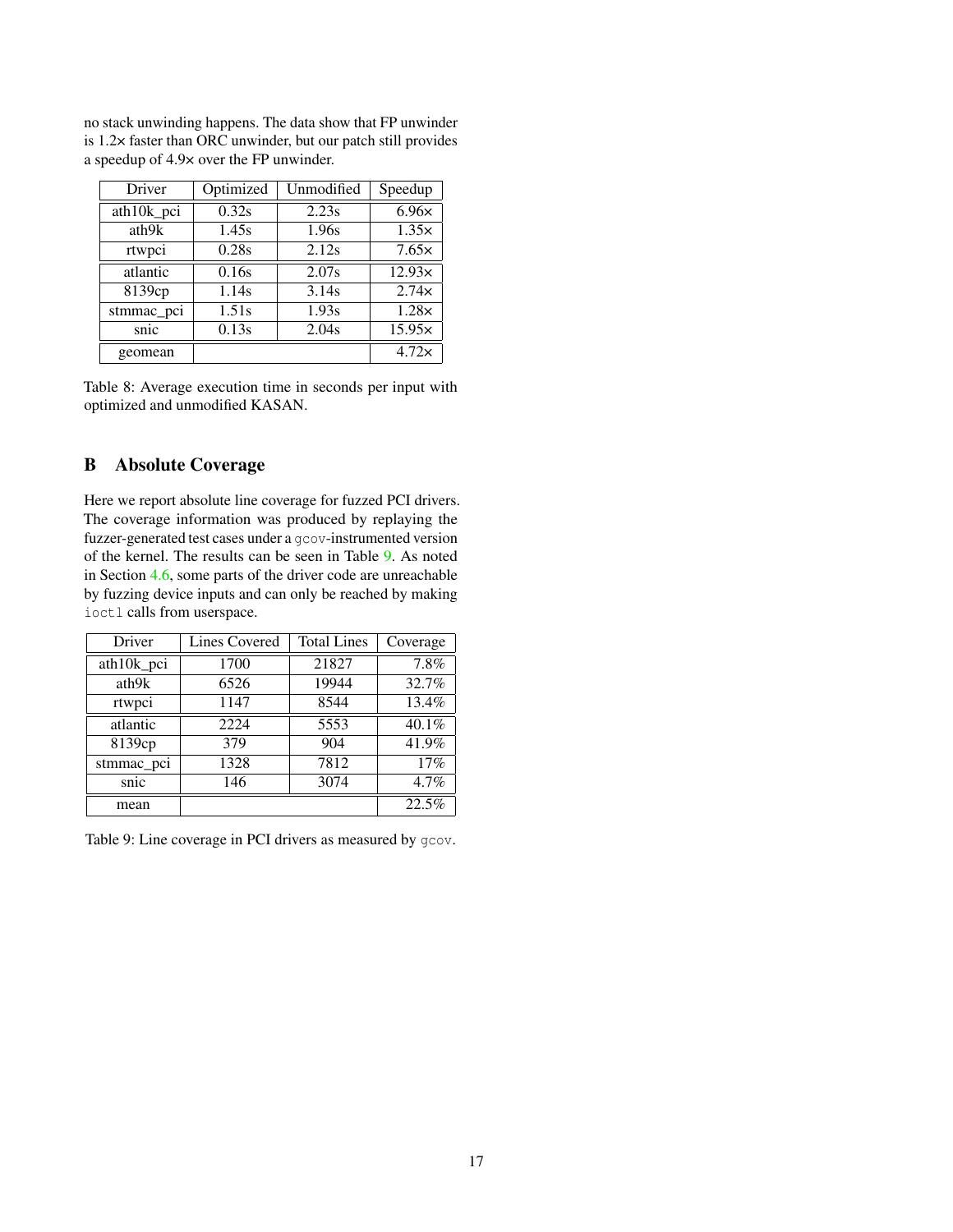no stack unwinding happens. The data show that FP unwinder is 1.2× faster than ORC unwinder, but our patch still provides a speedup of 4.9× over the FP unwinder.

| Driver | Optimized | Unmodified | Speedup |
|---|---|---|---|
| ath10k_pci | 0.32s | 2.23s | 6.96× |
| ath9k | 1.45s | 1.96s | 1.35× |
| rtwpci | 0.28s | 2.12s | 7.65× |
| atlantic | 0.16s | 2.07s | 12.93× |
| 8139cp | 1.14s | 3.14s | 2.74× |
| stmmac_pci | 1.51s | 1.93s | 1.28× |
| snic | 0.13s | 2.04s | 15.95× |
| geomean | | | 4.72× |

Table 8: Average execution time in seconds per input with optimized and unmodified KASAN.

## B Absolute Coverage

Here we report absolute line coverage for fuzzed PCI drivers. The coverage information was produced by replaying the fuzzer-generated test cases under a gcov-instrumented version of the kernel. The results can be seen in Table 9. As noted in Section 4.6, some parts of the driver code are unreachable by fuzzing device inputs and can only be reached by making ioctl calls from userspace.

| Driver | Lines Covered | Total Lines | Coverage |
|---|---|---|---|
| ath10k_pci | 1700 | 21827 | 7.8% |
| ath9k | 6526 | 19944 | 32.7% |
| rtwpci | 1147 | 8544 | 13.4% |
| atlantic | 2224 | 5553 | 40.1% |
| 8139cp | 379 | 904 | 41.9% |
| stmmac_pci | 1328 | 7812 | 17% |
| snic | 146 | 3074 | 4.7% |
| mean | | | 22.5% |

Table 9: Line coverage in PCI drivers as measured by gcov.